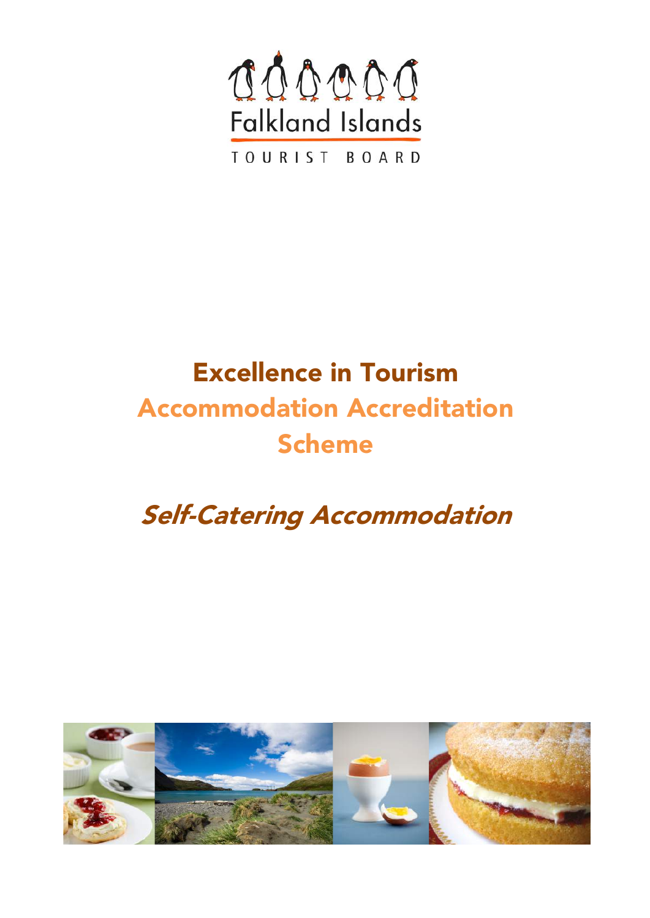Falkland Islands

TOURIST BOARD

# Excellence in Tourism

## Accommodation Accreditation Scheme

### *Self-Catering Accommodation*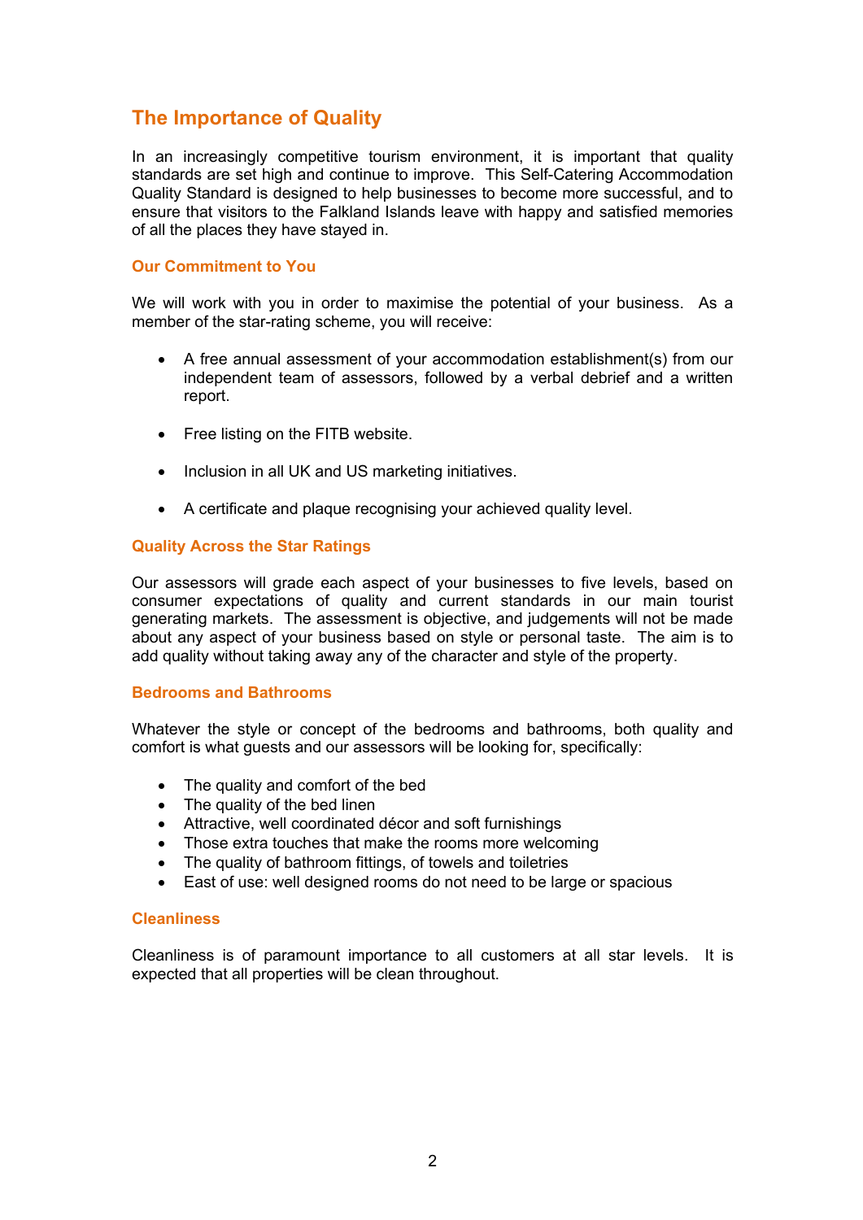## The Importance of Quality

In an increasingly competitive tourism environment, it is important that quality standards are set high and continue to improve. This Self-Catering Accommodation Quality Standard is designed to help businesses to become more successful, and to ensure that visitors to the Falkland Islands leave with happy and satisfied memories of all the places they have stayed in.

### Our Commitment to You

We will work with you in order to maximise the potential of your business. As a member of the star-rating scheme, you will receive:

- A free annual assessment of your accommodation establishment(s) from our independent team of assessors, followed by a verbal debrief and a written report.
- Free listing on the FITB website.
- Inclusion in all UK and US marketing initiatives.
- A certificate and plaque recognising your achieved quality level.

### Quality Across the Star Ratings

Our assessors will grade each aspect of your businesses to five levels, based on consumer expectations of quality and current standards in our main tourist generating markets. The assessment is objective, and judgements will not be made about any aspect of your business based on style or personal taste. The aim is to add quality without taking away any of the character and style of the property.

### Bedrooms and Bathrooms

Whatever the style or concept of the bedrooms and bathrooms, both quality and comfort is what guests and our assessors will be looking for, specifically:

- The quality and comfort of the bed
- The quality of the bed linen
- Attractive, well coordinated décor and soft furnishings
- Those extra touches that make the rooms more welcoming
- The quality of bathroom fittings, of towels and toiletries
- East of use: well designed rooms do not need to be large or spacious

### Cleanliness

Cleanliness is of paramount importance to all customers at all star levels. It is expected that all properties will be clean throughout.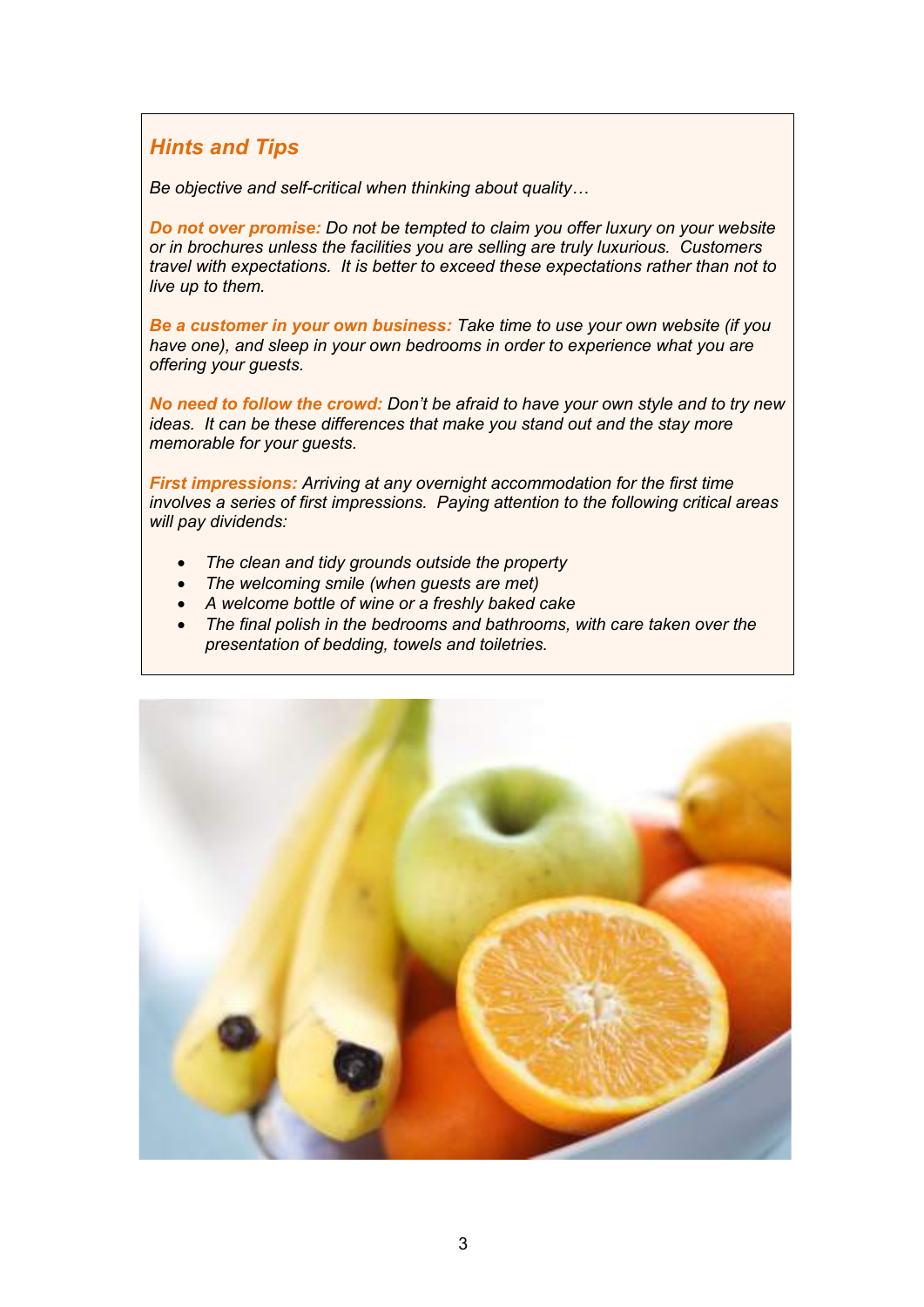## *Hints and Tips*

*Be objective and self-critical when thinking about quality…*

***Do not over promise:*** *Do not be tempted to claim you offer luxury on your website or in brochures unless the facilities you are selling are truly luxurious. Customers travel with expectations. It is better to exceed these expectations rather than not to live up to them.*

***Be a customer in your own business:*** *Take time to use your own website (if you have one), and sleep in your own bedrooms in order to experience what you are offering your guests.*

***No need to follow the crowd:*** *Don't be afraid to have your own style and to try new ideas. It can be these differences that make you stand out and the stay more memorable for your guests.*

***First impressions:*** *Arriving at any overnight accommodation for the first time involves a series of first impressions. Paying attention to the following critical areas will pay dividends:*

- *The clean and tidy grounds outside the property*
- *The welcoming smile (when guests are met)*
- *A welcome bottle of wine or a freshly baked cake*
- *The final polish in the bedrooms and bathrooms, with care taken over the presentation of bedding, towels and toiletries.*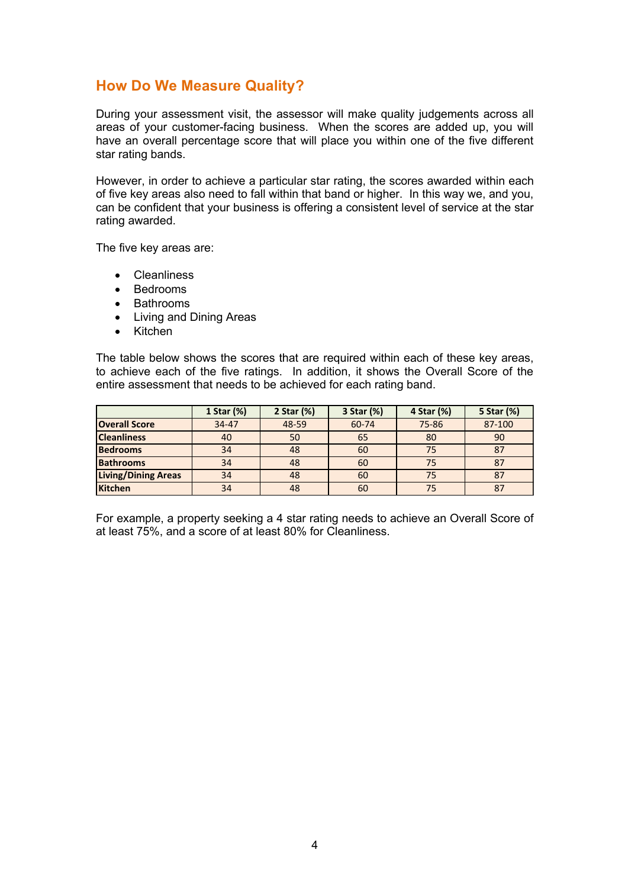## How Do We Measure Quality?

During your assessment visit, the assessor will make quality judgements across all areas of your customer-facing business. When the scores are added up, you will have an overall percentage score that will place you within one of the five different star rating bands.

However, in order to achieve a particular star rating, the scores awarded within each of five key areas also need to fall within that band or higher. In this way we, and you, can be confident that your business is offering a consistent level of service at the star rating awarded.

The five key areas are:

- Cleanliness
- Bedrooms
- Bathrooms
- Living and Dining Areas
- Kitchen

The table below shows the scores that are required within each of these key areas, to achieve each of the five ratings. In addition, it shows the Overall Score of the entire assessment that needs to be achieved for each rating band.

| | 1 Star (%) | 2 Star (%) | 3 Star (%) | 4 Star (%) | 5 Star (%) |
|---|---|---|---|---|---|
| **Overall Score** | 34-47 | 48-59 | 60-74 | 75-86 | 87-100 |
| **Cleanliness** | 40 | 50 | 65 | 80 | 90 |
| **Bedrooms** | 34 | 48 | 60 | 75 | 87 |
| **Bathrooms** | 34 | 48 | 60 | 75 | 87 |
| **Living/Dining Areas** | 34 | 48 | 60 | 75 | 87 |
| **Kitchen** | 34 | 48 | 60 | 75 | 87 |

For example, a property seeking a 4 star rating needs to achieve an Overall Score of at least 75%, and a score of at least 80% for Cleanliness.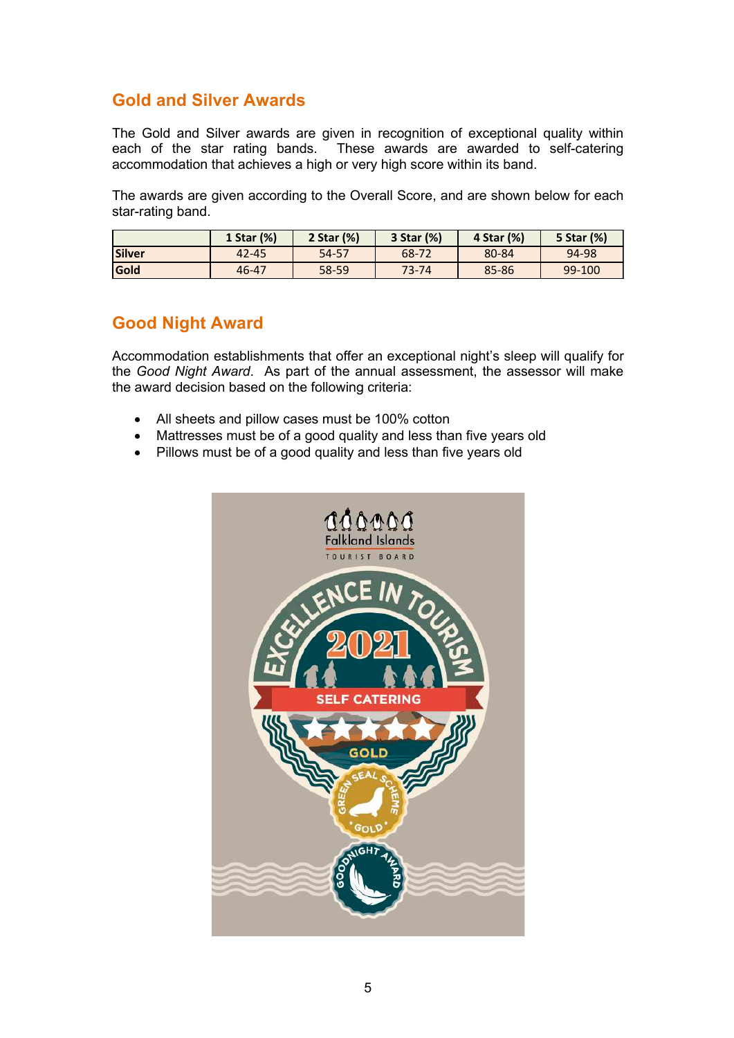## Gold and Silver Awards

The Gold and Silver awards are given in recognition of exceptional quality within each of the star rating bands. These awards are awarded to self-catering accommodation that achieves a high or very high score within its band.

The awards are given according to the Overall Score, and are shown below for each star-rating band.

| | 1 Star (%) | 2 Star (%) | 3 Star (%) | 4 Star (%) | 5 Star (%) |
|---|---|---|---|---|---|
| **Silver** | 42-45 | 54-57 | 68-72 | 80-84 | 94-98 |
| **Gold** | 46-47 | 58-59 | 73-74 | 85-86 | 99-100 |

## Good Night Award

Accommodation establishments that offer an exceptional night's sleep will qualify for the *Good Night Award*. As part of the annual assessment, the assessor will make the award decision based on the following criteria:

- All sheets and pillow cases must be 100% cotton
- Mattresses must be of a good quality and less than five years old
- Pillows must be of a good quality and less than five years old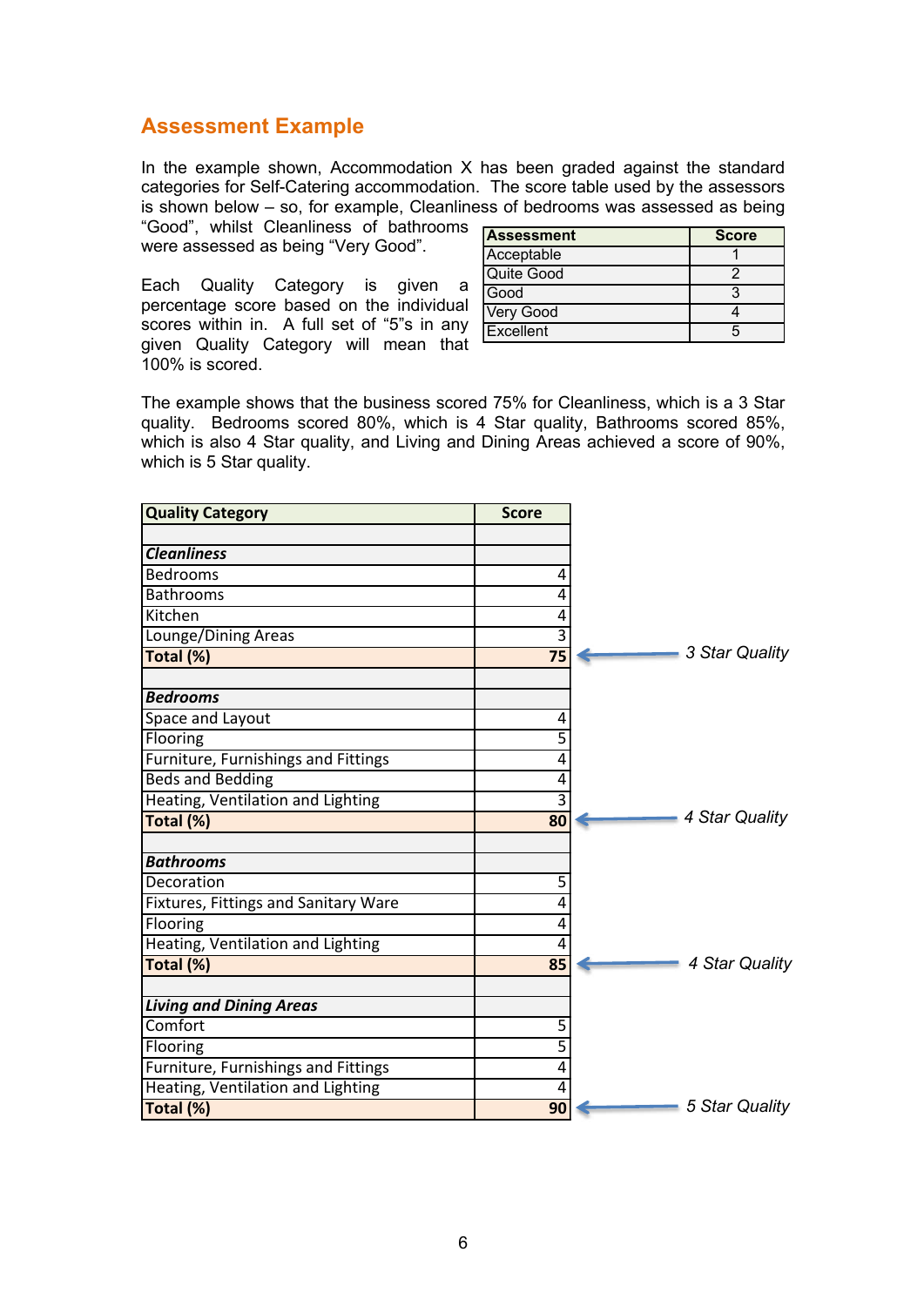## Assessment Example

In the example shown, Accommodation X has been graded against the standard categories for Self-Catering accommodation. The score table used by the assessors is shown below – so, for example, Cleanliness of bedrooms was assessed as being "Good", whilst Cleanliness of bathrooms were assessed as being "Very Good".

| Assessment | Score |
|---|---|
| Acceptable | 1 |
| Quite Good | 2 |
| Good | 3 |
| Very Good | 4 |
| Excellent | 5 |

Each Quality Category is given a percentage score based on the individual scores within in. A full set of "5"s in any given Quality Category will mean that 100% is scored.

The example shows that the business scored 75% for Cleanliness, which is a 3 Star quality. Bedrooms scored 80%, which is 4 Star quality, Bathrooms scored 85%, which is also 4 Star quality, and Living and Dining Areas achieved a score of 90%, which is 5 Star quality.

| Quality Category | Score | |
|---|---|---|
| | | |
| ***Cleanliness*** | | |
| Bedrooms | 4 | |
| Bathrooms | 4 | |
| Kitchen | 4 | |
| Lounge/Dining Areas | 3 | |
| **Total (%)** | **75** | *3 Star Quality* |
| | | |
| ***Bedrooms*** | | |
| Space and Layout | 4 | |
| Flooring | 5 | |
| Furniture, Furnishings and Fittings | 4 | |
| Beds and Bedding | 4 | |
| Heating, Ventilation and Lighting | 3 | |
| **Total (%)** | **80** | *4 Star Quality* |
| | | |
| ***Bathrooms*** | | |
| Decoration | 5 | |
| Fixtures, Fittings and Sanitary Ware | 4 | |
| Flooring | 4 | |
| Heating, Ventilation and Lighting | 4 | |
| **Total (%)** | **85** | *4 Star Quality* |
| | | |
| ***Living and Dining Areas*** | | |
| Comfort | 5 | |
| Flooring | 5 | |
| Furniture, Furnishings and Fittings | 4 | |
| Heating, Ventilation and Lighting | 4 | |
| **Total (%)** | **90** | *5 Star Quality* |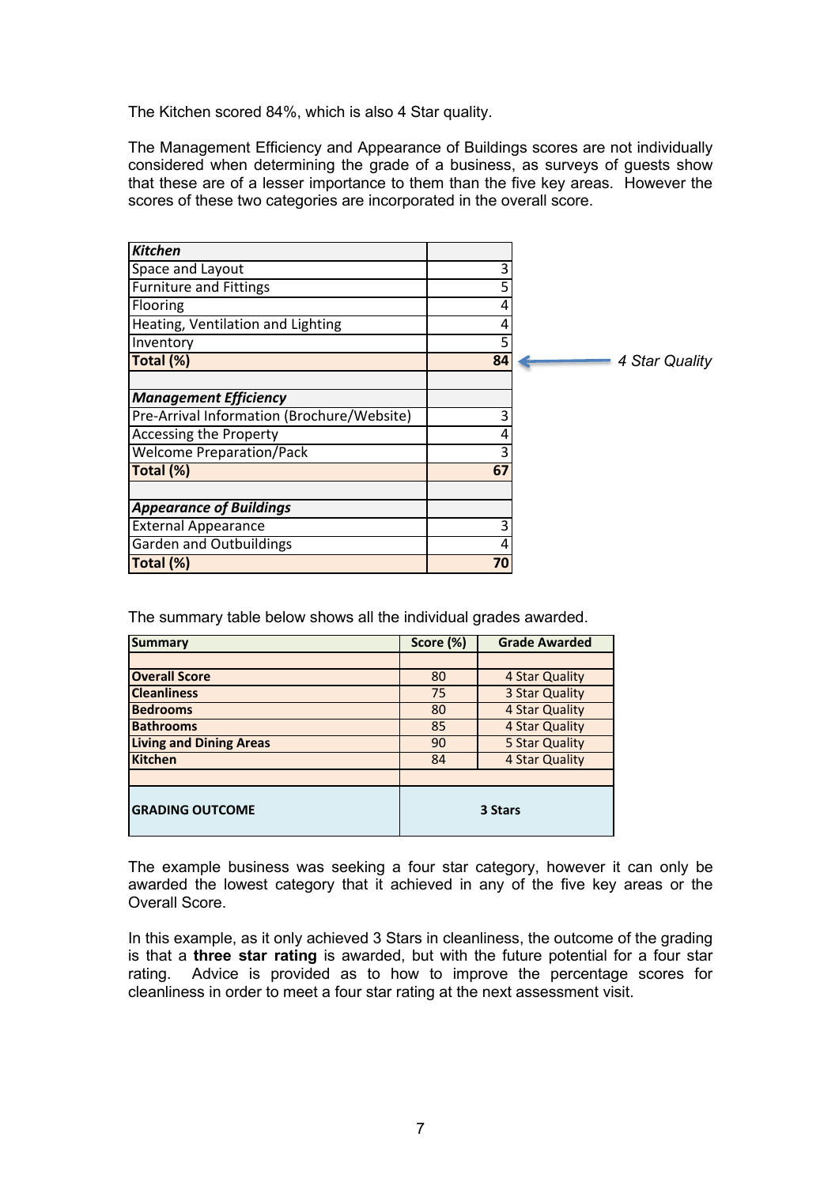The Kitchen scored 84%, which is also 4 Star quality.

The Management Efficiency and Appearance of Buildings scores are not individually considered when determining the grade of a business, as surveys of guests show that these are of a lesser importance to them than the five key areas. However the scores of these two categories are incorporated in the overall score.

| ***Kitchen*** | | |
|---|---|---|
| Space and Layout | 3 | |
| Furniture and Fittings | 5 | |
| Flooring | 4 | |
| Heating, Ventilation and Lighting | 4 | |
| Inventory | 5 | |
| **Total (%)** | **84** | ← *4 Star Quality* |
| | | |
| ***Management Efficiency*** | | |
| Pre-Arrival Information (Brochure/Website) | 3 | |
| Accessing the Property | 4 | |
| Welcome Preparation/Pack | 3 | |
| **Total (%)** | **67** | |
| | | |
| ***Appearance of Buildings*** | | |
| External Appearance | 3 | |
| Garden and Outbuildings | 4 | |
| **Total (%)** | **70** | |

The summary table below shows all the individual grades awarded.

| **Summary** | **Score (%)** | **Grade Awarded** |
|---|---|---|
| | | |
| **Overall Score** | 80 | 4 Star Quality |
| **Cleanliness** | 75 | 3 Star Quality |
| **Bedrooms** | 80 | 4 Star Quality |
| **Bathrooms** | 85 | 4 Star Quality |
| **Living and Dining Areas** | 90 | 5 Star Quality |
| **Kitchen** | 84 | 4 Star Quality |
| | | |
| **GRADING OUTCOME** | **3 Stars** | |

The example business was seeking a four star category, however it can only be awarded the lowest category that it achieved in any of the five key areas or the Overall Score.

In this example, as it only achieved 3 Stars in cleanliness, the outcome of the grading is that a **three star rating** is awarded, but with the future potential for a four star rating. Advice is provided as to how to improve the percentage scores for cleanliness in order to meet a four star rating at the next assessment visit.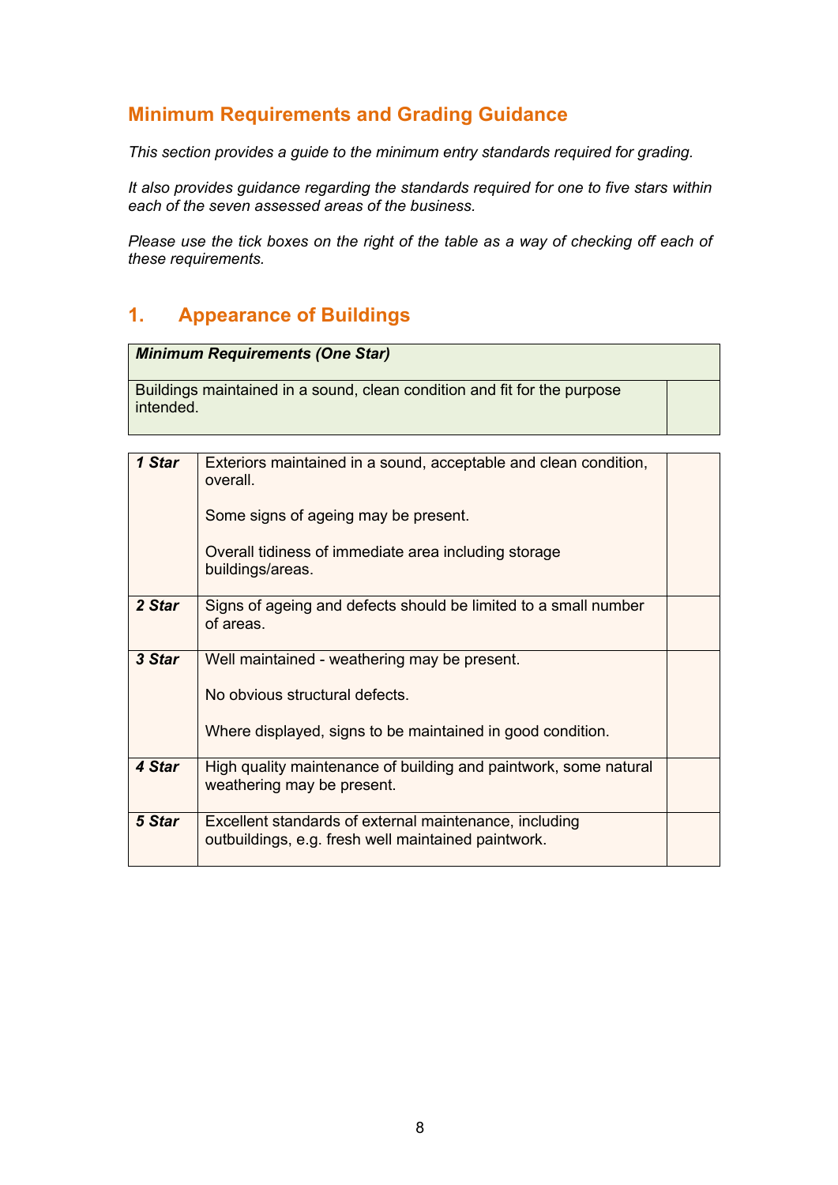## Minimum Requirements and Grading Guidance

*This section provides a guide to the minimum entry standards required for grading.*

*It also provides guidance regarding the standards required for one to five stars within each of the seven assessed areas of the business.*

*Please use the tick boxes on the right of the table as a way of checking off each of these requirements.*

## 1. Appearance of Buildings

| ***Minimum Requirements (One Star)*** | |
|---|---|
| Buildings maintained in a sound, clean condition and fit for the purpose intended. | |

| | | |
|---|---|---|
| ***1 Star*** | Exteriors maintained in a sound, acceptable and clean condition, overall.<br><br>Some signs of ageing may be present.<br><br>Overall tidiness of immediate area including storage buildings/areas. | |
| ***2 Star*** | Signs of ageing and defects should be limited to a small number of areas. | |
| ***3 Star*** | Well maintained - weathering may be present.<br><br>No obvious structural defects.<br><br>Where displayed, signs to be maintained in good condition. | |
| ***4 Star*** | High quality maintenance of building and paintwork, some natural weathering may be present. | |
| ***5 Star*** | Excellent standards of external maintenance, including outbuildings, e.g. fresh well maintained paintwork. | |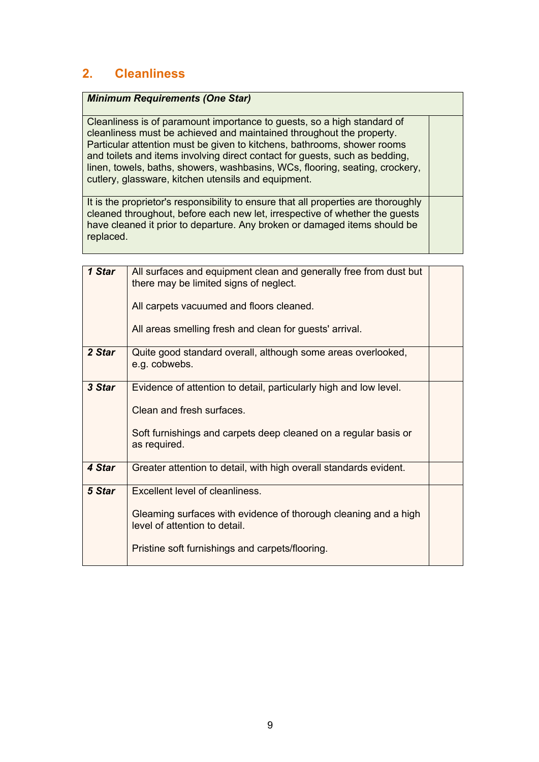## 2. Cleanliness

| ***Minimum Requirements (One Star)*** | |
|---|---|
| Cleanliness is of paramount importance to guests, so a high standard of cleanliness must be achieved and maintained throughout the property. Particular attention must be given to kitchens, bathrooms, shower rooms and toilets and items involving direct contact for guests, such as bedding, linen, towels, baths, showers, washbasins, WCs, flooring, seating, crockery, cutlery, glassware, kitchen utensils and equipment. | |
| It is the proprietor's responsibility to ensure that all properties are thoroughly cleaned throughout, before each new let, irrespective of whether the guests have cleaned it prior to departure. Any broken or damaged items should be replaced. | |

| | | |
|---|---|---|
| ***1 Star*** | All surfaces and equipment clean and generally free from dust but there may be limited signs of neglect.<br><br>All carpets vacuumed and floors cleaned.<br><br>All areas smelling fresh and clean for guests' arrival. | |
| ***2 Star*** | Quite good standard overall, although some areas overlooked, e.g. cobwebs. | |
| ***3 Star*** | Evidence of attention to detail, particularly high and low level.<br><br>Clean and fresh surfaces.<br><br>Soft furnishings and carpets deep cleaned on a regular basis or as required. | |
| ***4 Star*** | Greater attention to detail, with high overall standards evident. | |
| ***5 Star*** | Excellent level of cleanliness.<br><br>Gleaming surfaces with evidence of thorough cleaning and a high level of attention to detail.<br><br>Pristine soft furnishings and carpets/flooring. | |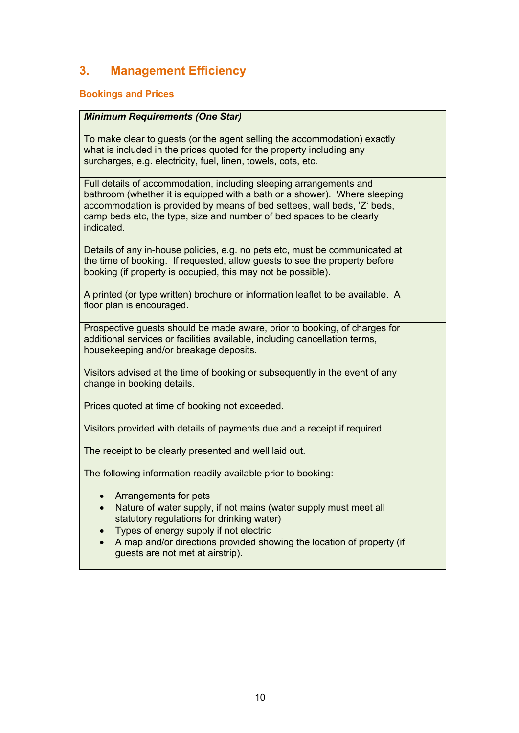## 3. Management Efficiency

### Bookings and Prices

| ***Minimum Requirements (One Star)*** | |
|---|---|
| To make clear to guests (or the agent selling the accommodation) exactly what is included in the prices quoted for the property including any surcharges, e.g. electricity, fuel, linen, towels, cots, etc. | |
| Full details of accommodation, including sleeping arrangements and bathroom (whether it is equipped with a bath or a shower). Where sleeping accommodation is provided by means of bed settees, wall beds, 'Z' beds, camp beds etc, the type, size and number of bed spaces to be clearly indicated. | |
| Details of any in-house policies, e.g. no pets etc, must be communicated at the time of booking. If requested, allow guests to see the property before booking (if property is occupied, this may not be possible). | |
| A printed (or type written) brochure or information leaflet to be available. A floor plan is encouraged. | |
| Prospective guests should be made aware, prior to booking, of charges for additional services or facilities available, including cancellation terms, housekeeping and/or breakage deposits. | |
| Visitors advised at the time of booking or subsequently in the event of any change in booking details. | |
| Prices quoted at time of booking not exceeded. | |
| Visitors provided with details of payments due and a receipt if required. | |
| The receipt to be clearly presented and well laid out. | |
| The following information readily available prior to booking:<br>• Arrangements for pets<br>• Nature of water supply, if not mains (water supply must meet all statutory regulations for drinking water)<br>• Types of energy supply if not electric<br>• A map and/or directions provided showing the location of property (if guests are not met at airstrip). | |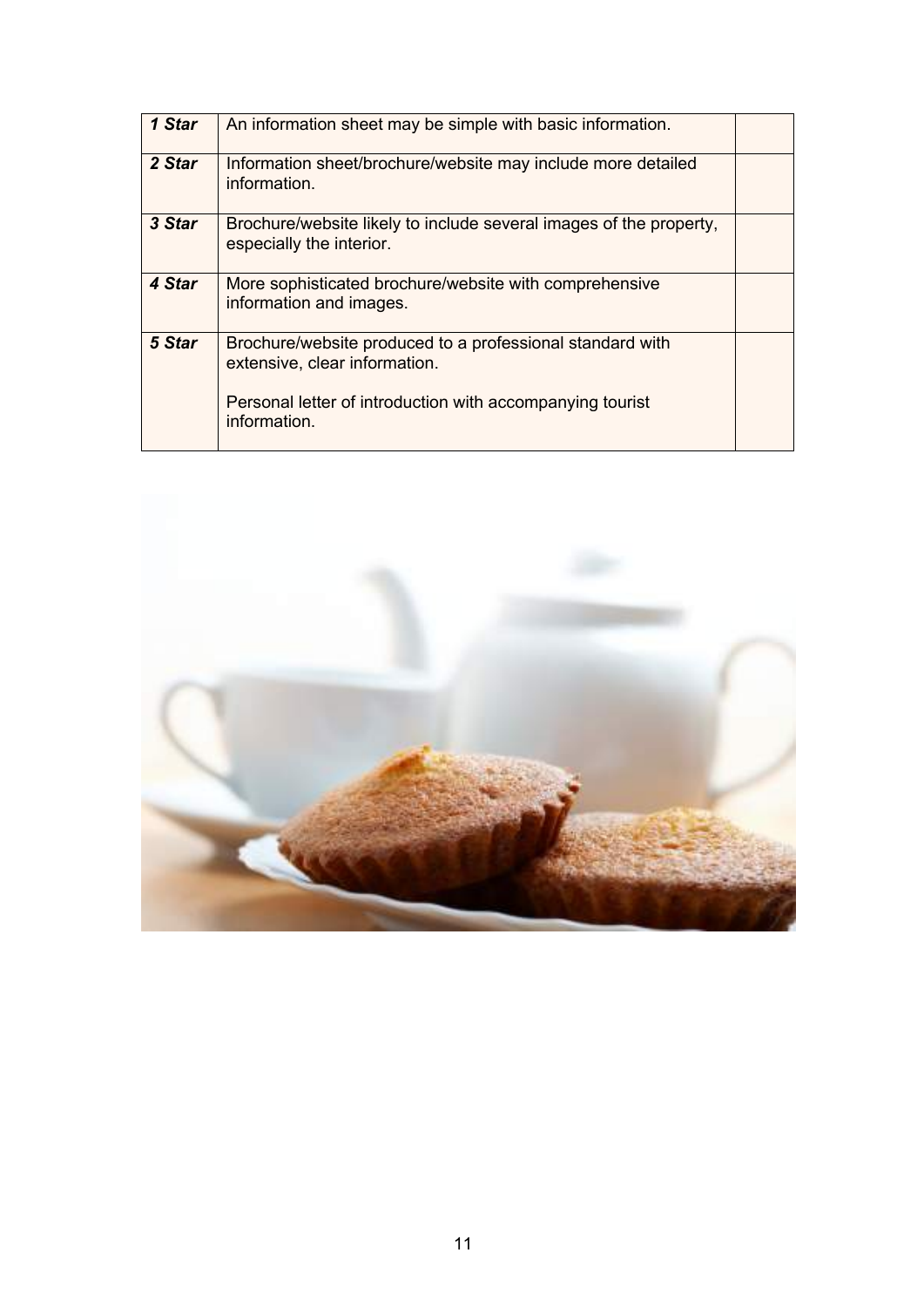| | | |
|---|---|---|
| ***1 Star*** | An information sheet may be simple with basic information. | |
| ***2 Star*** | Information sheet/brochure/website may include more detailed information. | |
| ***3 Star*** | Brochure/website likely to include several images of the property, especially the interior. | |
| ***4 Star*** | More sophisticated brochure/website with comprehensive information and images. | |
| ***5 Star*** | Brochure/website produced to a professional standard with extensive, clear information.<br><br>Personal letter of introduction with accompanying tourist information. | |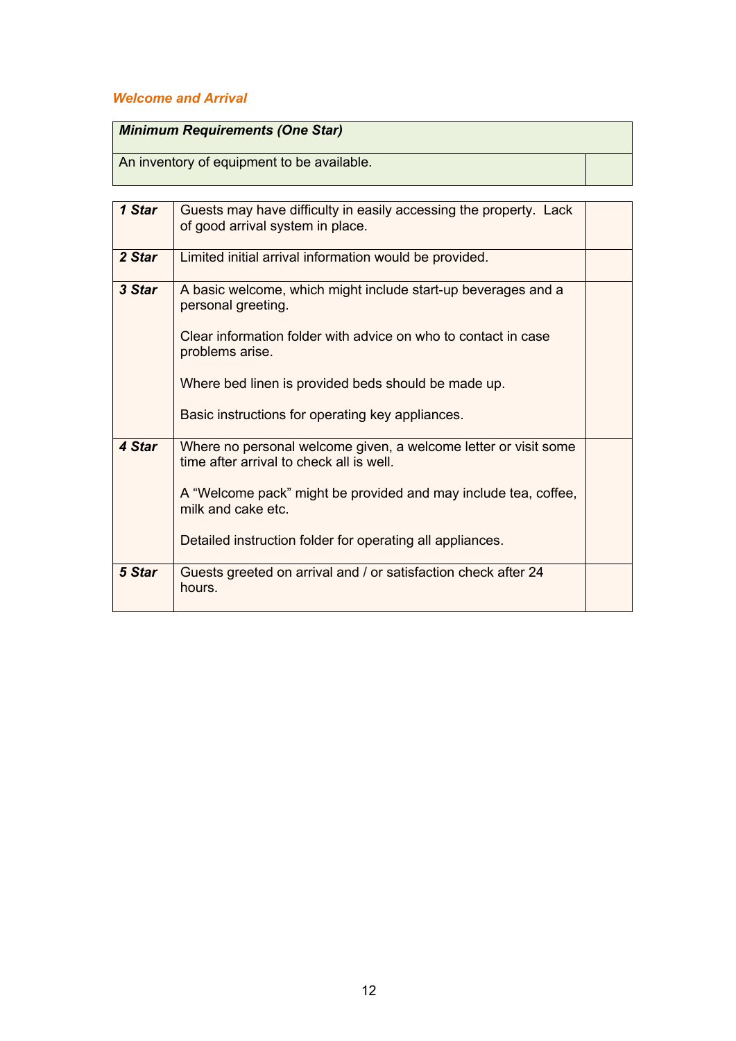### *Welcome and Arrival*

| ***Minimum Requirements (One Star)*** | |
|---|---|
| An inventory of equipment to be available. | |

| | | |
|---|---|---|
| ***1 Star*** | Guests may have difficulty in easily accessing the property. Lack of good arrival system in place. | |
| ***2 Star*** | Limited initial arrival information would be provided. | |
| ***3 Star*** | A basic welcome, which might include start-up beverages and a personal greeting.<br><br>Clear information folder with advice on who to contact in case problems arise.<br><br>Where bed linen is provided beds should be made up.<br><br>Basic instructions for operating key appliances. | |
| ***4 Star*** | Where no personal welcome given, a welcome letter or visit some time after arrival to check all is well.<br><br>A "Welcome pack" might be provided and may include tea, coffee, milk and cake etc.<br><br>Detailed instruction folder for operating all appliances. | |
| ***5 Star*** | Guests greeted on arrival and / or satisfaction check after 24 hours. | |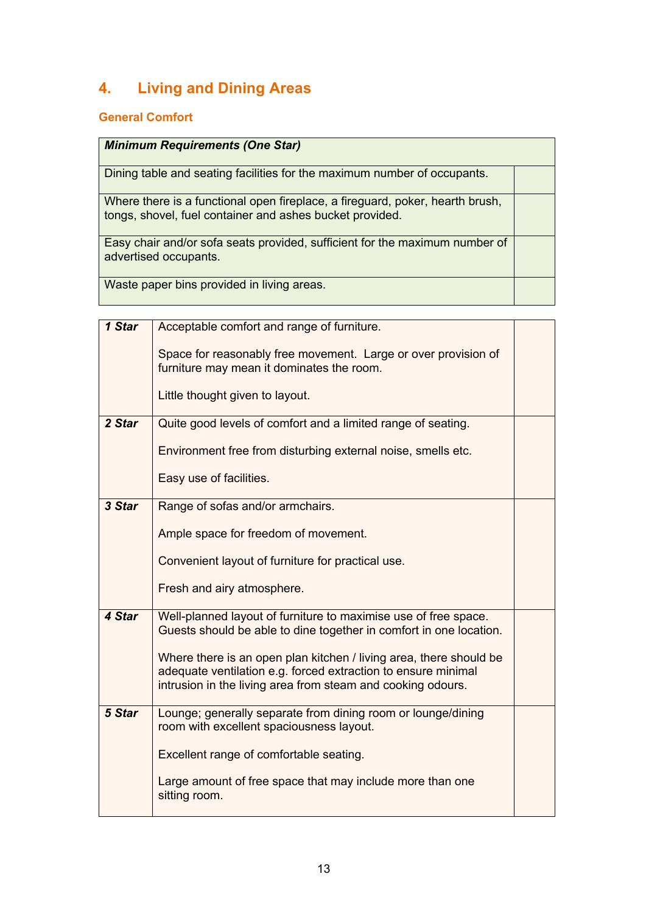## 4. Living and Dining Areas

### General Comfort

| *Minimum Requirements (One Star)* | |
|---|---|
| Dining table and seating facilities for the maximum number of occupants. | |
| Where there is a functional open fireplace, a fireguard, poker, hearth brush, tongs, shovel, fuel container and ashes bucket provided. | |
| Easy chair and/or sofa seats provided, sufficient for the maximum number of advertised occupants. | |
| Waste paper bins provided in living areas. | |

| | | |
|---|---|---|
| ***1 Star*** | Acceptable comfort and range of furniture.<br><br>Space for reasonably free movement. Large or over provision of furniture may mean it dominates the room.<br><br>Little thought given to layout. | |
| ***2 Star*** | Quite good levels of comfort and a limited range of seating.<br><br>Environment free from disturbing external noise, smells etc.<br><br>Easy use of facilities. | |
| ***3 Star*** | Range of sofas and/or armchairs.<br><br>Ample space for freedom of movement.<br><br>Convenient layout of furniture for practical use.<br><br>Fresh and airy atmosphere. | |
| ***4 Star*** | Well-planned layout of furniture to maximise use of free space. Guests should be able to dine together in comfort in one location.<br><br>Where there is an open plan kitchen / living area, there should be adequate ventilation e.g. forced extraction to ensure minimal intrusion in the living area from steam and cooking odours. | |
| ***5 Star*** | Lounge; generally separate from dining room or lounge/dining room with excellent spaciousness layout.<br><br>Excellent range of comfortable seating.<br><br>Large amount of free space that may include more than one sitting room. | |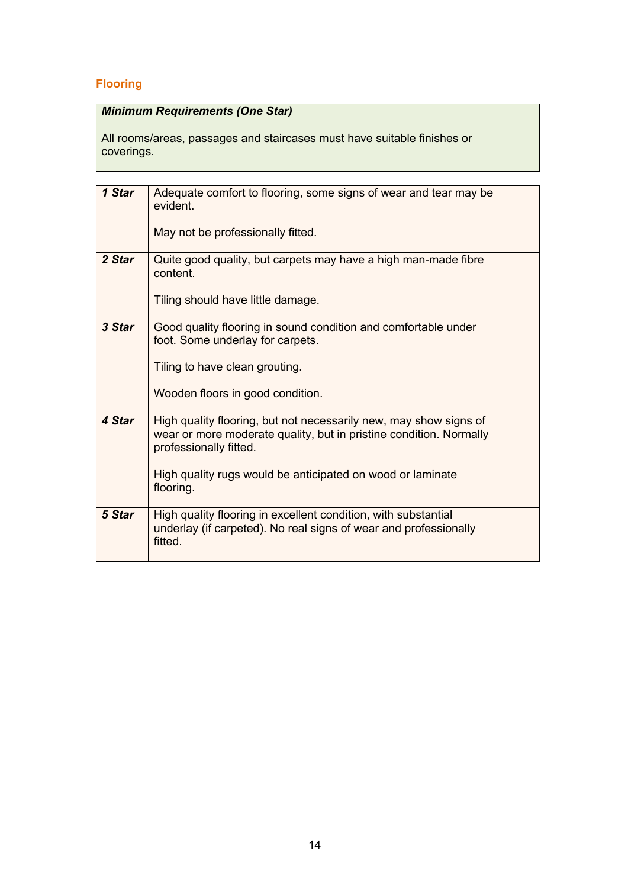## Flooring

| *Minimum Requirements (One Star)* | |
|---|---|
| All rooms/areas, passages and staircases must have suitable finishes or coverings. | |

| | | |
|---|---|---|
| ***1 Star*** | Adequate comfort to flooring, some signs of wear and tear may be evident.<br><br>May not be professionally fitted. | |
| ***2 Star*** | Quite good quality, but carpets may have a high man-made fibre content.<br><br>Tiling should have little damage. | |
| ***3 Star*** | Good quality flooring in sound condition and comfortable under foot. Some underlay for carpets.<br><br>Tiling to have clean grouting.<br><br>Wooden floors in good condition. | |
| ***4 Star*** | High quality flooring, but not necessarily new, may show signs of wear or more moderate quality, but in pristine condition. Normally professionally fitted.<br><br>High quality rugs would be anticipated on wood or laminate flooring. | |
| ***5 Star*** | High quality flooring in excellent condition, with substantial underlay (if carpeted). No real signs of wear and professionally fitted. | |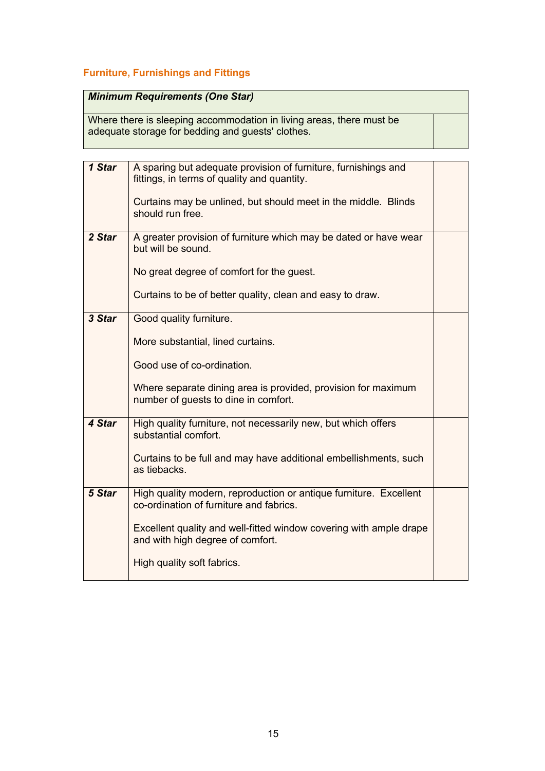## Furniture, Furnishings and Fittings

| ***Minimum Requirements (One Star)*** | |
|---|---|
| Where there is sleeping accommodation in living areas, there must be adequate storage for bedding and guests' clothes. | |

| | | |
|---|---|---|
| ***1 Star*** | A sparing but adequate provision of furniture, furnishings and fittings, in terms of quality and quantity.<br><br>Curtains may be unlined, but should meet in the middle. Blinds should run free. | |
| ***2 Star*** | A greater provision of furniture which may be dated or have wear but will be sound.<br><br>No great degree of comfort for the guest.<br><br>Curtains to be of better quality, clean and easy to draw. | |
| ***3 Star*** | Good quality furniture.<br><br>More substantial, lined curtains.<br><br>Good use of co-ordination.<br><br>Where separate dining area is provided, provision for maximum number of guests to dine in comfort. | |
| ***4 Star*** | High quality furniture, not necessarily new, but which offers substantial comfort.<br><br>Curtains to be full and may have additional embellishments, such as tiebacks. | |
| ***5 Star*** | High quality modern, reproduction or antique furniture. Excellent co-ordination of furniture and fabrics.<br><br>Excellent quality and well-fitted window covering with ample drape and with high degree of comfort.<br><br>High quality soft fabrics. | |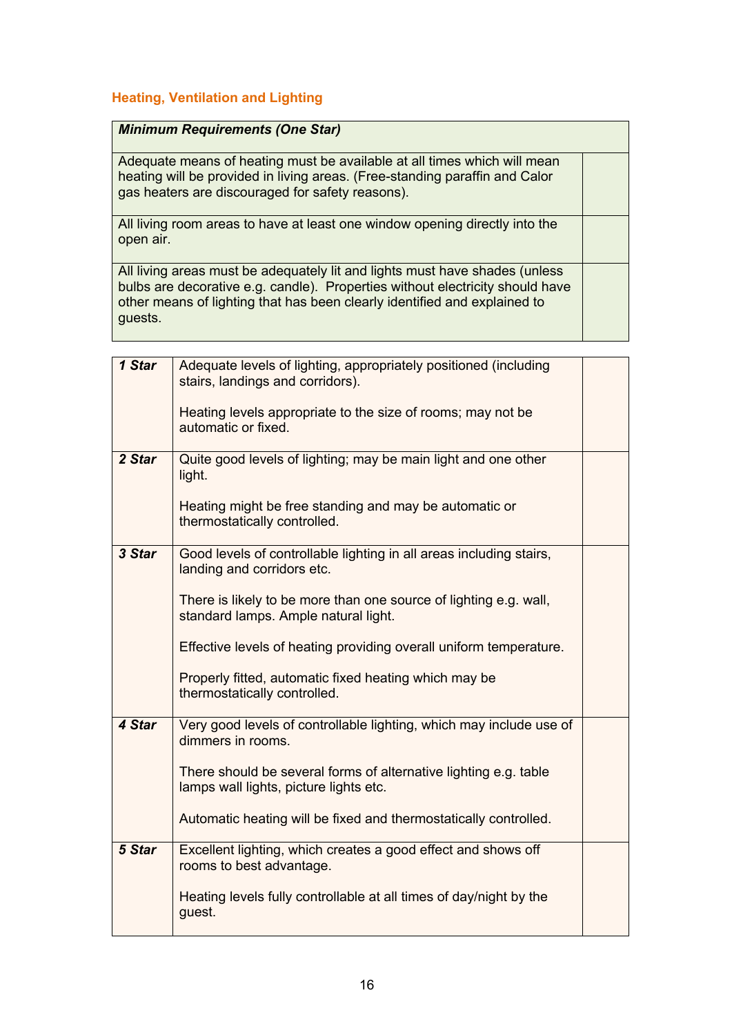### Heading, Ventilation and Lighting

| ***Minimum Requirements (One Star)*** | |
|---|---|
| Adequate means of heating must be available at all times which will mean heating will be provided in living areas. (Free-standing paraffin and Calor gas heaters are discouraged for safety reasons). | |
| All living room areas to have at least one window opening directly into the open air. | |
| All living areas must be adequately lit and lights must have shades (unless bulbs are decorative e.g. candle). Properties without electricity should have other means of lighting that has been clearly identified and explained to guests. | |

| | | |
|---|---|---|
| ***1 Star*** | Adequate levels of lighting, appropriately positioned (including stairs, landings and corridors).<br><br>Heating levels appropriate to the size of rooms; may not be automatic or fixed. | |
| ***2 Star*** | Quite good levels of lighting; may be main light and one other light.<br><br>Heating might be free standing and may be automatic or thermostatically controlled. | |
| ***3 Star*** | Good levels of controllable lighting in all areas including stairs, landing and corridors etc.<br><br>There is likely to be more than one source of lighting e.g. wall, standard lamps. Ample natural light.<br><br>Effective levels of heating providing overall uniform temperature.<br><br>Properly fitted, automatic fixed heating which may be thermostatically controlled. | |
| ***4 Star*** | Very good levels of controllable lighting, which may include use of dimmers in rooms.<br><br>There should be several forms of alternative lighting e.g. table lamps wall lights, picture lights etc.<br><br>Automatic heating will be fixed and thermostatically controlled. | |
| ***5 Star*** | Excellent lighting, which creates a good effect and shows off rooms to best advantage.<br><br>Heating levels fully controllable at all times of day/night by the guest. | |

### Heating, Ventilation and Lighting

| ***Minimum Requirements (One Star)*** | |
|---|---|
| Adequate means of heating must be available at all times which will mean heating will be provided in living areas. (Free-standing paraffin and Calor gas heaters are discouraged for safety reasons). | |
| All living room areas to have at least one window opening directly into the open air. | |
| All living areas must be adequately lit and lights must have shades (unless bulbs are decorative e.g. candle). Properties without electricity should have other means of lighting that has been clearly identified and explained to guests. | |

| | | |
|---|---|---|
| ***1 Star*** | Adequate levels of lighting, appropriately positioned (including stairs, landings and corridors).<br><br>Heating levels appropriate to the size of rooms; may not be automatic or fixed. | |
| ***2 Star*** | Quite good levels of lighting; may be main light and one other light.<br><br>Heating might be free standing and may be automatic or thermostatically controlled. | |
| ***3 Star*** | Good levels of controllable lighting in all areas including stairs, landing and corridors etc.<br><br>There is likely to be more than one source of lighting e.g. wall, standard lamps. Ample natural light.<br><br>Effective levels of heating providing overall uniform temperature.<br><br>Properly fitted, automatic fixed heating which may be thermostatically controlled. | |
| ***4 Star*** | Very good levels of controllable lighting, which may include use of dimmers in rooms.<br><br>There should be several forms of alternative lighting e.g. table lamps wall lights, picture lights etc.<br><br>Automatic heating will be fixed and thermostatically controlled. | |
| ***5 Star*** | Excellent lighting, which creates a good effect and shows off rooms to best advantage.<br><br>Heating levels fully controllable at all times of day/night by the guest. | |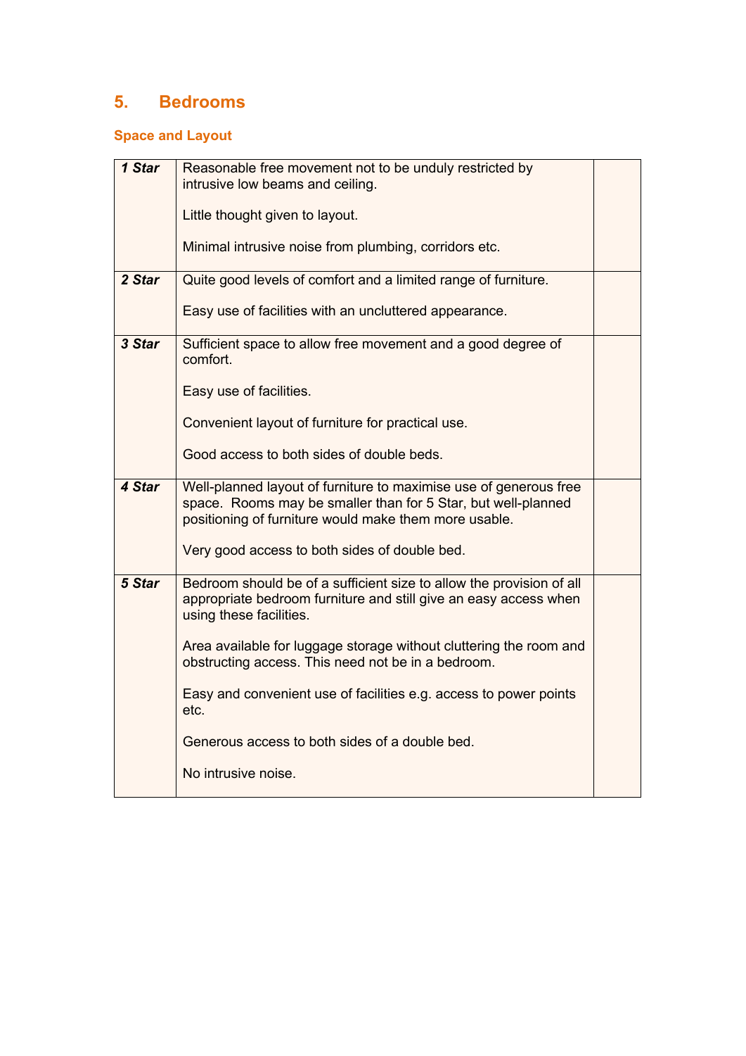## 5. Bedrooms

### Space and Layout

| | | |
|---|---|---|
| ***1 Star*** | Reasonable free movement not to be unduly restricted by intrusive low beams and ceiling.<br><br>Little thought given to layout.<br><br>Minimal intrusive noise from plumbing, corridors etc. | |
| ***2 Star*** | Quite good levels of comfort and a limited range of furniture.<br><br>Easy use of facilities with an uncluttered appearance. | |
| ***3 Star*** | Sufficient space to allow free movement and a good degree of comfort.<br><br>Easy use of facilities.<br><br>Convenient layout of furniture for practical use.<br><br>Good access to both sides of double beds. | |
| ***4 Star*** | Well-planned layout of furniture to maximise use of generous free space. Rooms may be smaller than for 5 Star, but well-planned positioning of furniture would make them more usable.<br><br>Very good access to both sides of double bed. | |
| ***5 Star*** | Bedroom should be of a sufficient size to allow the provision of all appropriate bedroom furniture and still give an easy access when using these facilities.<br><br>Area available for luggage storage without cluttering the room and obstructing access. This need not be in a bedroom.<br><br>Easy and convenient use of facilities e.g. access to power points etc.<br><br>Generous access to both sides of a double bed.<br><br>No intrusive noise. | |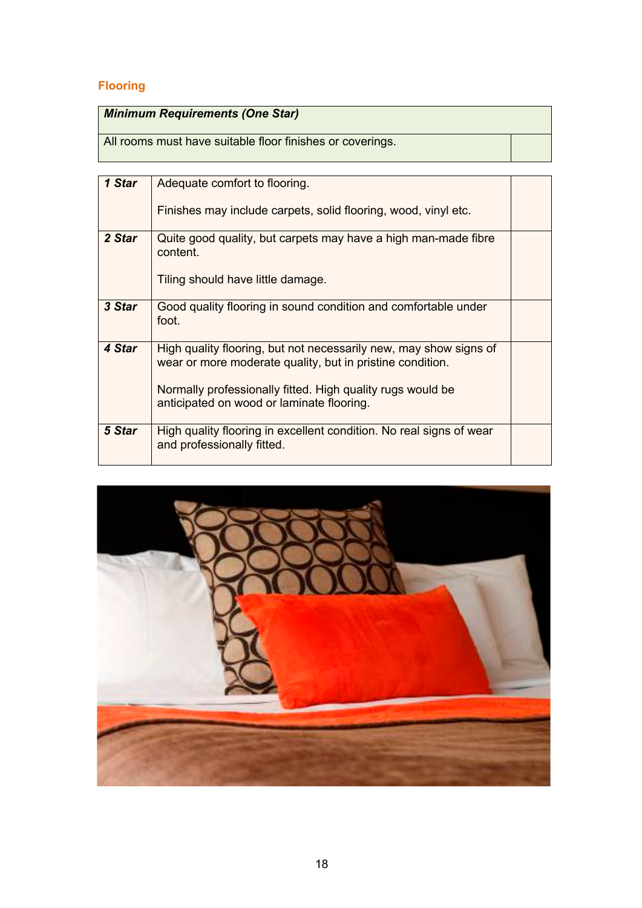## Flooring

| *Minimum Requirements (One Star)* | |
|---|---|
| All rooms must have suitable floor finishes or coverings. | |

| | | |
|---|---|---|
| ***1 Star*** | Adequate comfort to flooring.<br><br>Finishes may include carpets, solid flooring, wood, vinyl etc. | |
| ***2 Star*** | Quite good quality, but carpets may have a high man-made fibre content.<br><br>Tiling should have little damage. | |
| ***3 Star*** | Good quality flooring in sound condition and comfortable under foot. | |
| ***4 Star*** | High quality flooring, but not necessarily new, may show signs of wear or more moderate quality, but in pristine condition.<br><br>Normally professionally fitted. High quality rugs would be anticipated on wood or laminate flooring. | |
| ***5 Star*** | High quality flooring in excellent condition. No real signs of wear and professionally fitted. | |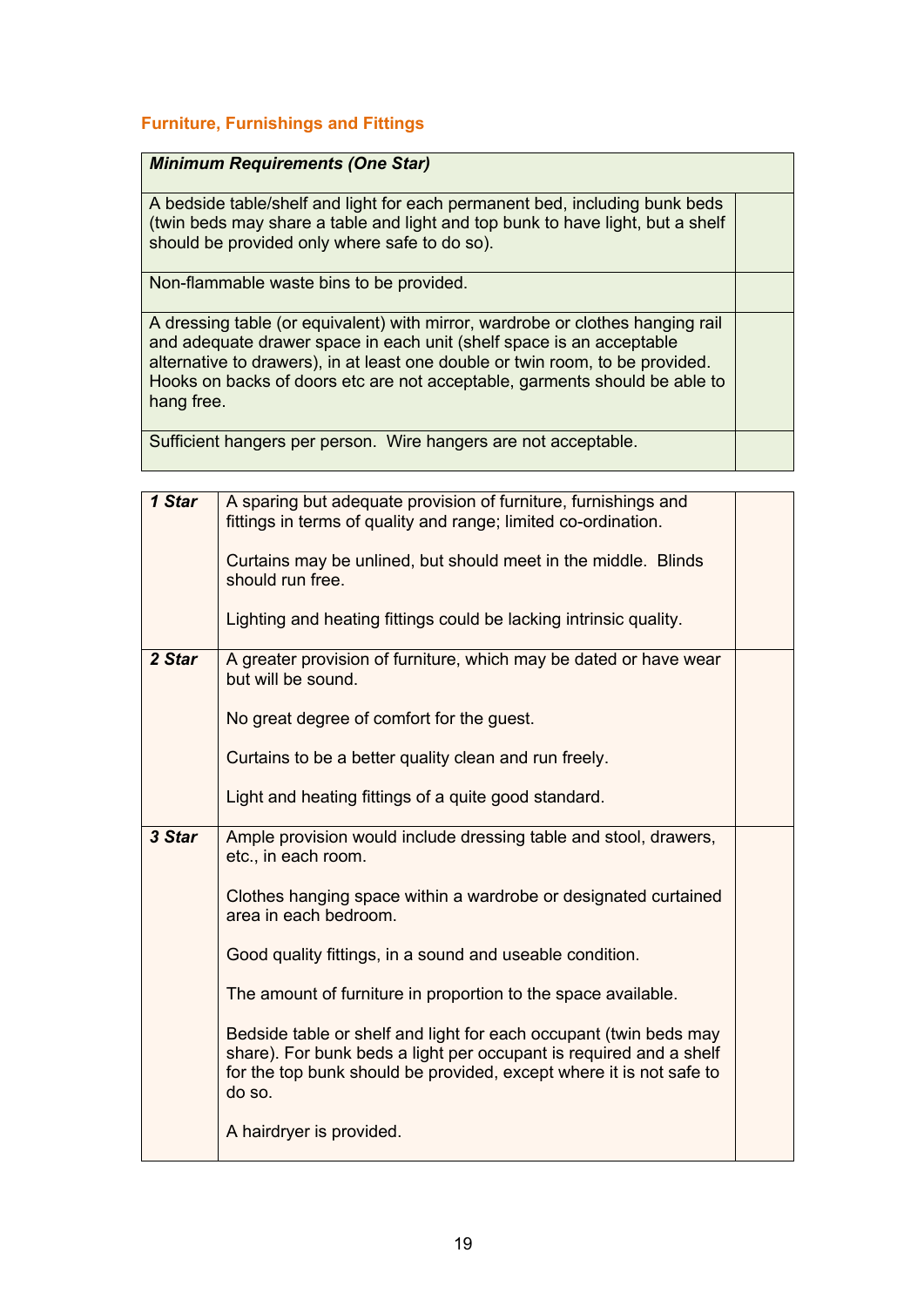### Furniture, Furnishings and Fittings

| *Minimum Requirements (One Star)* | |
|---|---|
| A bedside table/shelf and light for each permanent bed, including bunk beds (twin beds may share a table and light and top bunk to have light, but a shelf should be provided only where safe to do so). | |
| Non-flammable waste bins to be provided. | |
| A dressing table (or equivalent) with mirror, wardrobe or clothes hanging rail and adequate drawer space in each unit (shelf space is an acceptable alternative to drawers), in at least one double or twin room, to be provided. Hooks on backs of doors etc are not acceptable, garments should be able to hang free. | |
| Sufficient hangers per person. Wire hangers are not acceptable. | |

| | | |
|---|---|---|
| ***1 Star*** | A sparing but adequate provision of furniture, furnishings and fittings in terms of quality and range; limited co-ordination.<br><br>Curtains may be unlined, but should meet in the middle. Blinds should run free.<br><br>Lighting and heating fittings could be lacking intrinsic quality. | |
| ***2 Star*** | A greater provision of furniture, which may be dated or have wear but will be sound.<br><br>No great degree of comfort for the guest.<br><br>Curtains to be a better quality clean and run freely.<br><br>Light and heating fittings of a quite good standard. | |
| ***3 Star*** | Ample provision would include dressing table and stool, drawers, etc., in each room.<br><br>Clothes hanging space within a wardrobe or designated curtained area in each bedroom.<br><br>Good quality fittings, in a sound and useable condition.<br><br>The amount of furniture in proportion to the space available.<br><br>Bedside table or shelf and light for each occupant (twin beds may share). For bunk beds a light per occupant is required and a shelf for the top bunk should be provided, except where it is not safe to do so.<br><br>A hairdryer is provided. | |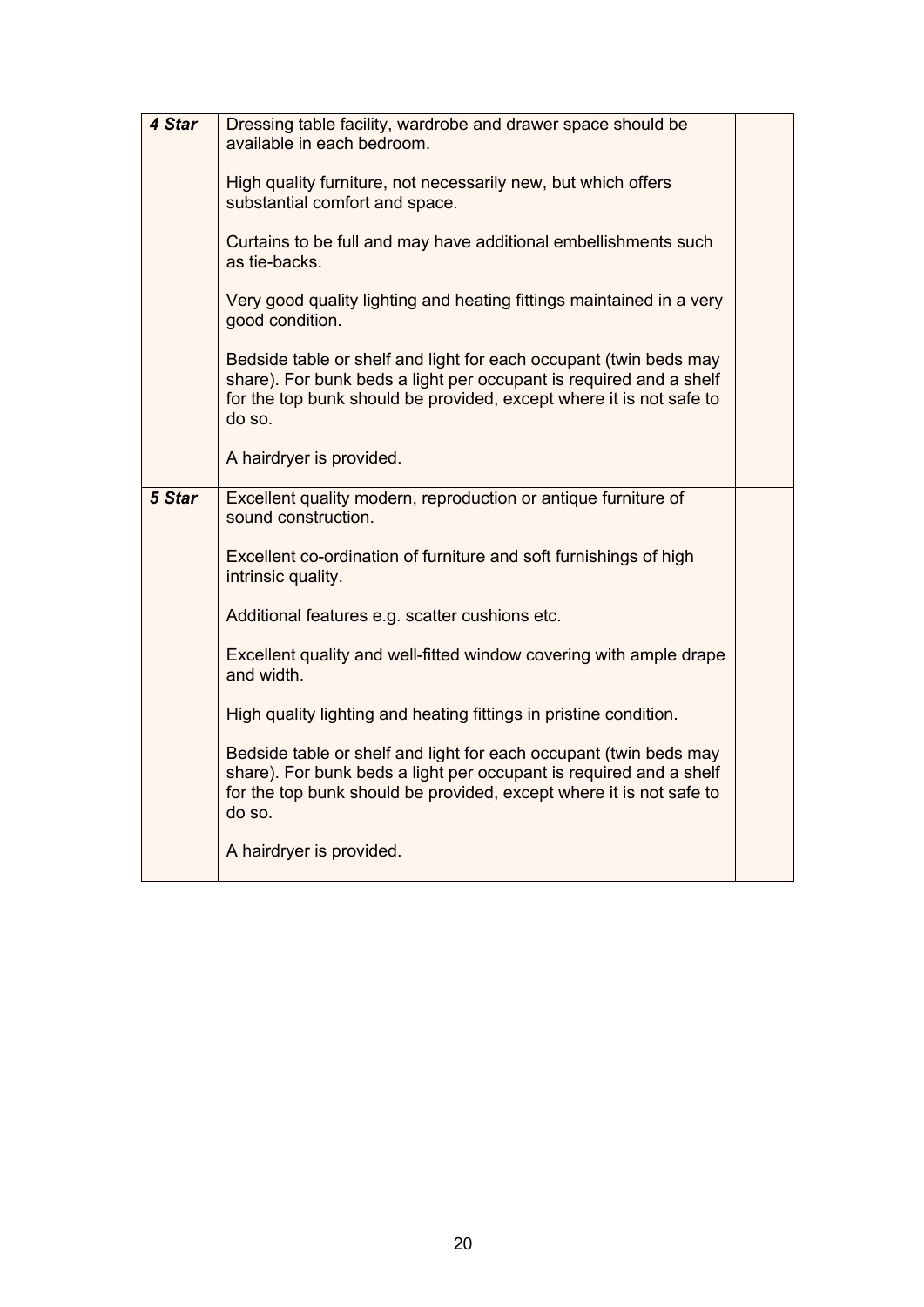| | | |
|---|---|---|
| ***4 Star*** | Dressing table facility, wardrobe and drawer space should be available in each bedroom.<br><br>High quality furniture, not necessarily new, but which offers substantial comfort and space.<br><br>Curtains to be full and may have additional embellishments such as tie-backs.<br><br>Very good quality lighting and heating fittings maintained in a very good condition.<br><br>Bedside table or shelf and light for each occupant (twin beds may share). For bunk beds a light per occupant is required and a shelf for the top bunk should be provided, except where it is not safe to do so.<br><br>A hairdryer is provided. | |
| ***5 Star*** | Excellent quality modern, reproduction or antique furniture of sound construction.<br><br>Excellent co-ordination of furniture and soft furnishings of high intrinsic quality.<br><br>Additional features e.g. scatter cushions etc.<br><br>Excellent quality and well-fitted window covering with ample drape and width.<br><br>High quality lighting and heating fittings in pristine condition.<br><br>Bedside table or shelf and light for each occupant (twin beds may share). For bunk beds a light per occupant is required and a shelf for the top bunk should be provided, except where it is not safe to do so.<br><br>A hairdryer is provided. | |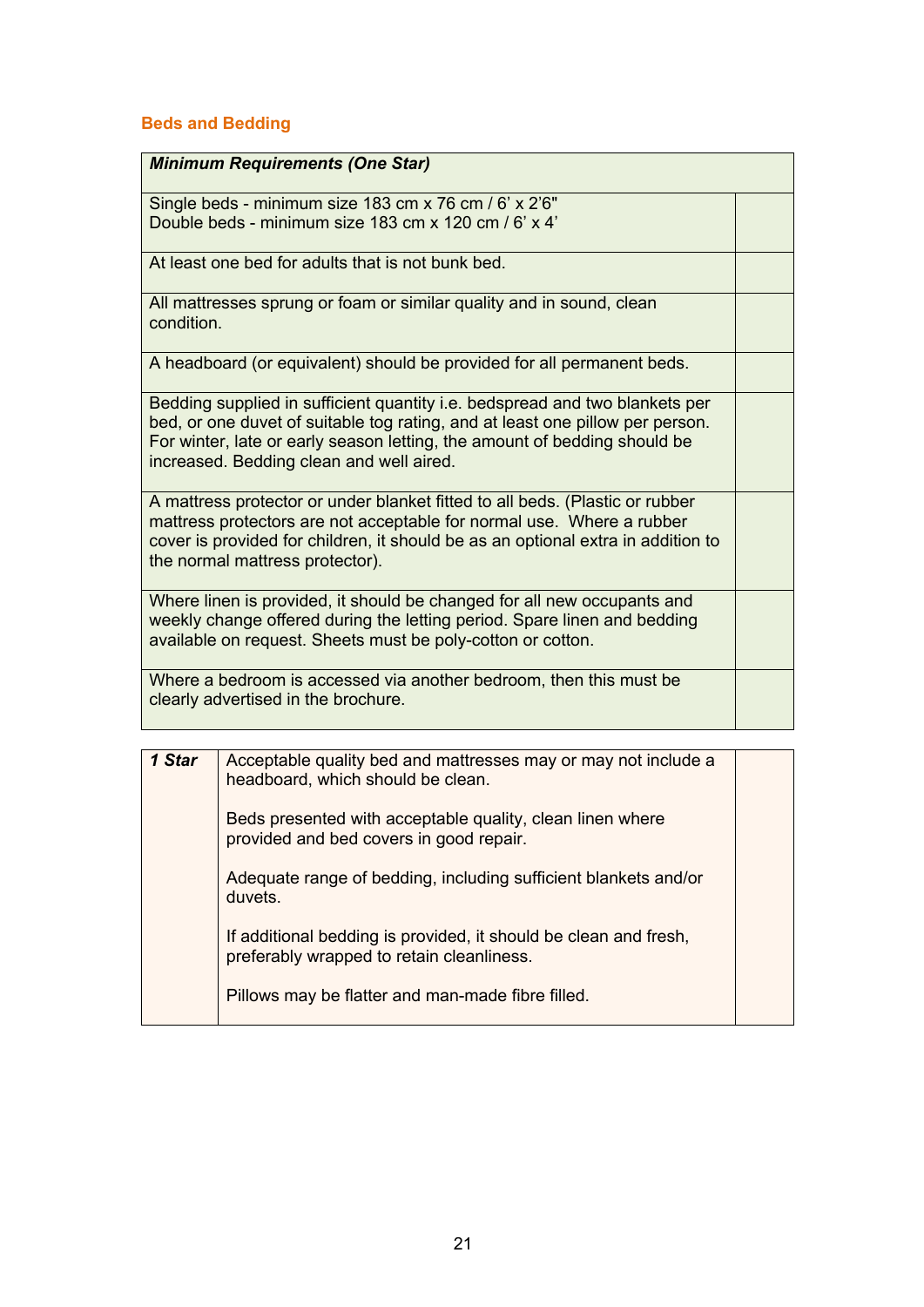## Beds and Bedding

| *Minimum Requirements (One Star)* | |
|---|---|
| Single beds - minimum size 183 cm x 76 cm / 6' x 2'6"<br>Double beds - minimum size 183 cm x 120 cm / 6' x 4' | |
| At least one bed for adults that is not bunk bed. | |
| All mattresses sprung or foam or similar quality and in sound, clean condition. | |
| A headboard (or equivalent) should be provided for all permanent beds. | |
| Bedding supplied in sufficient quantity i.e. bedspread and two blankets per bed, or one duvet of suitable tog rating, and at least one pillow per person. For winter, late or early season letting, the amount of bedding should be increased. Bedding clean and well aired. | |
| A mattress protector or under blanket fitted to all beds. (Plastic or rubber mattress protectors are not acceptable for normal use. Where a rubber cover is provided for children, it should be as an optional extra in addition to the normal mattress protector). | |
| Where linen is provided, it should be changed for all new occupants and weekly change offered during the letting period. Spare linen and bedding available on request. Sheets must be poly-cotton or cotton. | |
| Where a bedroom is accessed via another bedroom, then this must be clearly advertised in the brochure. | |

| *1 Star* | | |
|---|---|---|
| | Acceptable quality bed and mattresses may or may not include a headboard, which should be clean.<br><br>Beds presented with acceptable quality, clean linen where provided and bed covers in good repair.<br><br>Adequate range of bedding, including sufficient blankets and/or duvets.<br><br>If additional bedding is provided, it should be clean and fresh, preferably wrapped to retain cleanliness.<br><br>Pillows may be flatter and man-made fibre filled. | |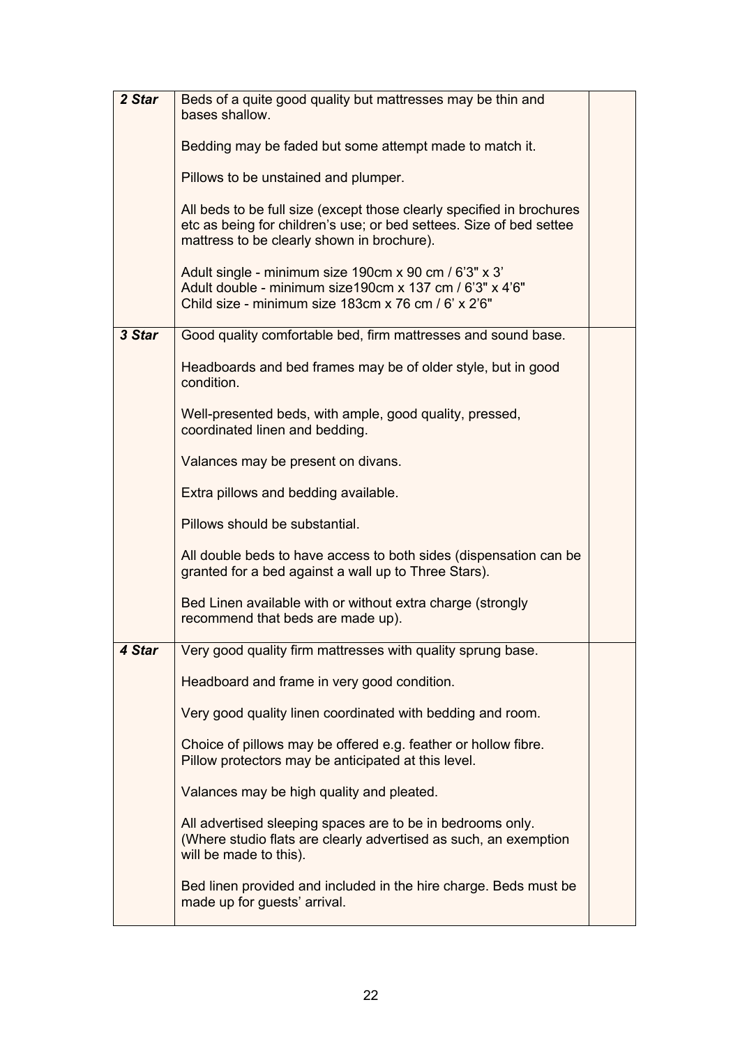| | | |
|---|---|---|
| ***2 Star*** | Beds of a quite good quality but mattresses may be thin and bases shallow.<br><br>Bedding may be faded but some attempt made to match it.<br><br>Pillows to be unstained and plumper.<br><br>All beds to be full size (except those clearly specified in brochures etc as being for children's use; or bed settees. Size of bed settee mattress to be clearly shown in brochure).<br><br>Adult single - minimum size 190cm x 90 cm / 6'3" x 3'<br>Adult double - minimum size190cm x 137 cm / 6'3" x 4'6"<br>Child size - minimum size 183cm x 76 cm / 6' x 2'6" | |
| ***3 Star*** | Good quality comfortable bed, firm mattresses and sound base.<br><br>Headboards and bed frames may be of older style, but in good condition.<br><br>Well-presented beds, with ample, good quality, pressed, coordinated linen and bedding.<br><br>Valances may be present on divans.<br><br>Extra pillows and bedding available.<br><br>Pillows should be substantial.<br><br>All double beds to have access to both sides (dispensation can be granted for a bed against a wall up to Three Stars).<br><br>Bed Linen available with or without extra charge (strongly recommend that beds are made up). | |
| ***4 Star*** | Very good quality firm mattresses with quality sprung base.<br><br>Headboard and frame in very good condition.<br><br>Very good quality linen coordinated with bedding and room.<br><br>Choice of pillows may be offered e.g. feather or hollow fibre. Pillow protectors may be anticipated at this level.<br><br>Valances may be high quality and pleated.<br><br>All advertised sleeping spaces are to be in bedrooms only. (Where studio flats are clearly advertised as such, an exemption will be made to this).<br><br>Bed linen provided and included in the hire charge. Beds must be made up for guests' arrival. | |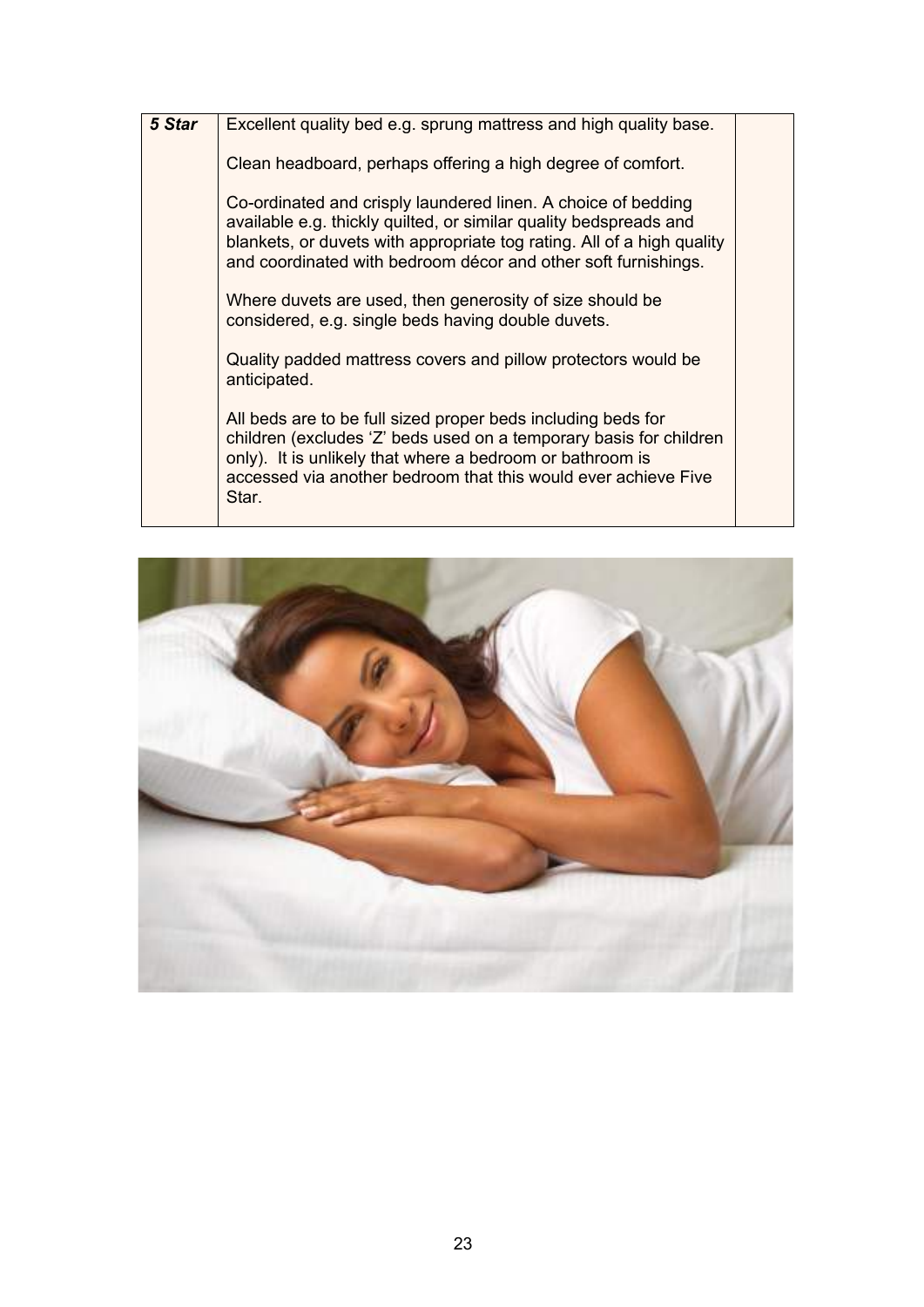| 5 Star | Excellent quality bed e.g. sprung mattress and high quality base.<br><br>Clean headboard, perhaps offering a high degree of comfort.<br><br>Co-ordinated and crisply laundered linen. A choice of bedding available e.g. thickly quilted, or similar quality bedspreads and blankets, or duvets with appropriate tog rating. All of a high quality and coordinated with bedroom décor and other soft furnishings.<br><br>Where duvets are used, then generosity of size should be considered, e.g. single beds having double duvets.<br><br>Quality padded mattress covers and pillow protectors would be anticipated.<br><br>All beds are to be full sized proper beds including beds for children (excludes 'Z' beds used on a temporary basis for children only). It is unlikely that where a bedroom or bathroom is accessed via another bedroom that this would ever achieve Five Star. | |
|---|---|---|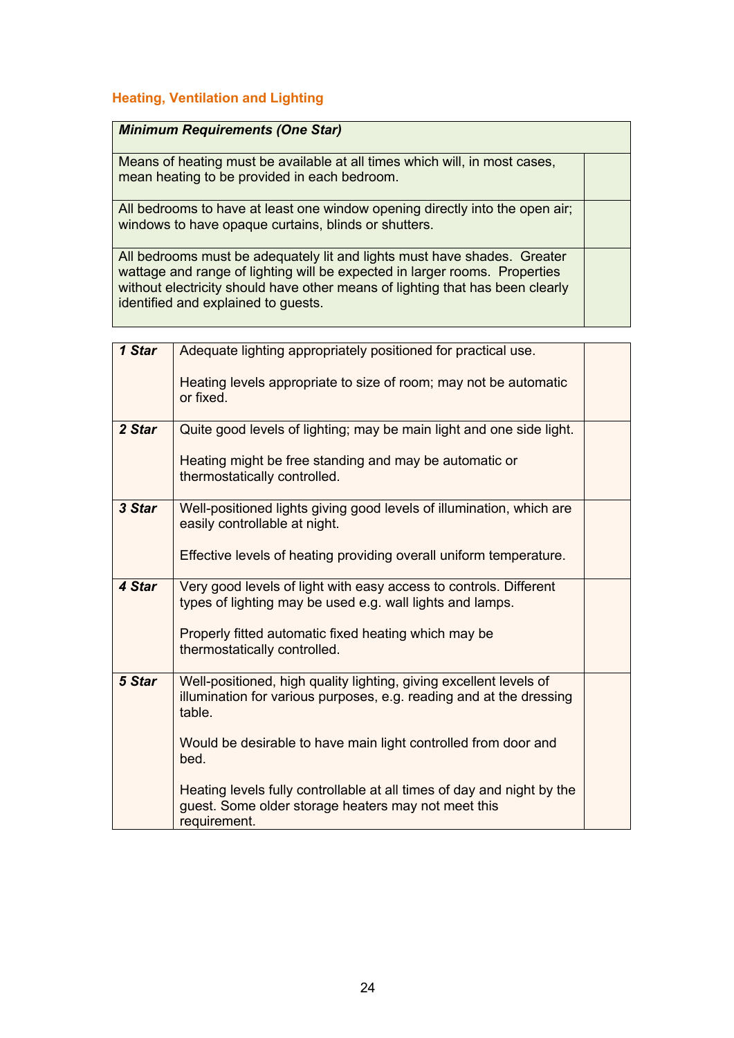### Heading, Ventilation and Lighting

| *Minimum Requirements (One Star)* | |
|---|---|
| Means of heating must be available at all times which will, in most cases, mean heating to be provided in each bedroom. | |
| All bedrooms to have at least one window opening directly into the open air; windows to have opaque curtains, blinds or shutters. | |
| All bedrooms must be adequately lit and lights must have shades. Greater wattage and range of lighting will be expected in larger rooms. Properties without electricity should have other means of lighting that has been clearly identified and explained to guests. | |

| | | |
|---|---|---|
| ***1 Star*** | Adequate lighting appropriately positioned for practical use.<br><br>Heating levels appropriate to size of room; may not be automatic or fixed. | |
| ***2 Star*** | Quite good levels of lighting; may be main light and one side light.<br><br>Heating might be free standing and may be automatic or thermostatically controlled. | |
| ***3 Star*** | Well-positioned lights giving good levels of illumination, which are easily controllable at night.<br><br>Effective levels of heating providing overall uniform temperature. | |
| ***4 Star*** | Very good levels of light with easy access to controls. Different types of lighting may be used e.g. wall lights and lamps.<br><br>Properly fitted automatic fixed heating which may be thermostatically controlled. | |
| ***5 Star*** | Well-positioned, high quality lighting, giving excellent levels of illumination for various purposes, e.g. reading and at the dressing table.<br><br>Would be desirable to have main light controlled from door and bed.<br><br>Heating levels fully controllable at all times of day and night by the guest. Some older storage heaters may not meet this requirement. | |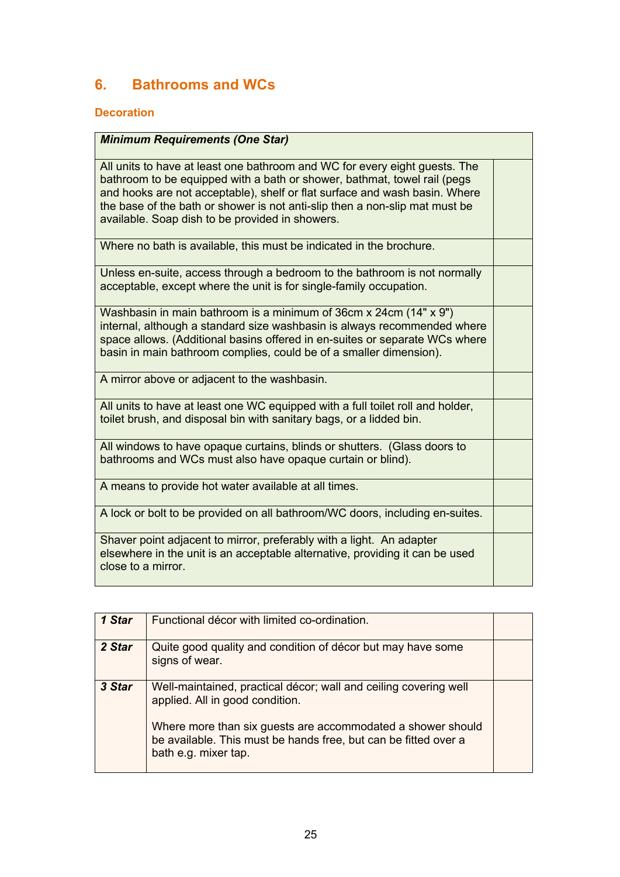## 6. Bathrooms and WCs

### Decoration

| *Minimum Requirements (One Star)* | |
|---|---|
| All units to have at least one bathroom and WC for every eight guests. The bathroom to be equipped with a bath or shower, bathmat, towel rail (pegs and hooks are not acceptable), shelf or flat surface and wash basin. Where the base of the bath or shower is not anti-slip then a non-slip mat must be available. Soap dish to be provided in showers. | |
| Where no bath is available, this must be indicated in the brochure. | |
| Unless en-suite, access through a bedroom to the bathroom is not normally acceptable, except where the unit is for single-family occupation. | |
| Washbasin in main bathroom is a minimum of 36cm x 24cm (14" x 9") internal, although a standard size washbasin is always recommended where space allows. (Additional basins offered in en-suites or separate WCs where basin in main bathroom complies, could be of a smaller dimension). | |
| A mirror above or adjacent to the washbasin. | |
| All units to have at least one WC equipped with a full toilet roll and holder, toilet brush, and disposal bin with sanitary bags, or a lidded bin. | |
| All windows to have opaque curtains, blinds or shutters. (Glass doors to bathrooms and WCs must also have opaque curtain or blind). | |
| A means to provide hot water available at all times. | |
| A lock or bolt to be provided on all bathroom/WC doors, including en-suites. | |
| Shaver point adjacent to mirror, preferably with a light. An adapter elsewhere in the unit is an acceptable alternative, providing it can be used close to a mirror. | |

| | | |
|---|---|---|
| ***1 Star*** | Functional décor with limited co-ordination. | |
| ***2 Star*** | Quite good quality and condition of décor but may have some signs of wear. | |
| ***3 Star*** | Well-maintained, practical décor; wall and ceiling covering well applied. All in good condition.<br><br>Where more than six guests are accommodated a shower should be available. This must be hands free, but can be fitted over a bath e.g. mixer tap. | |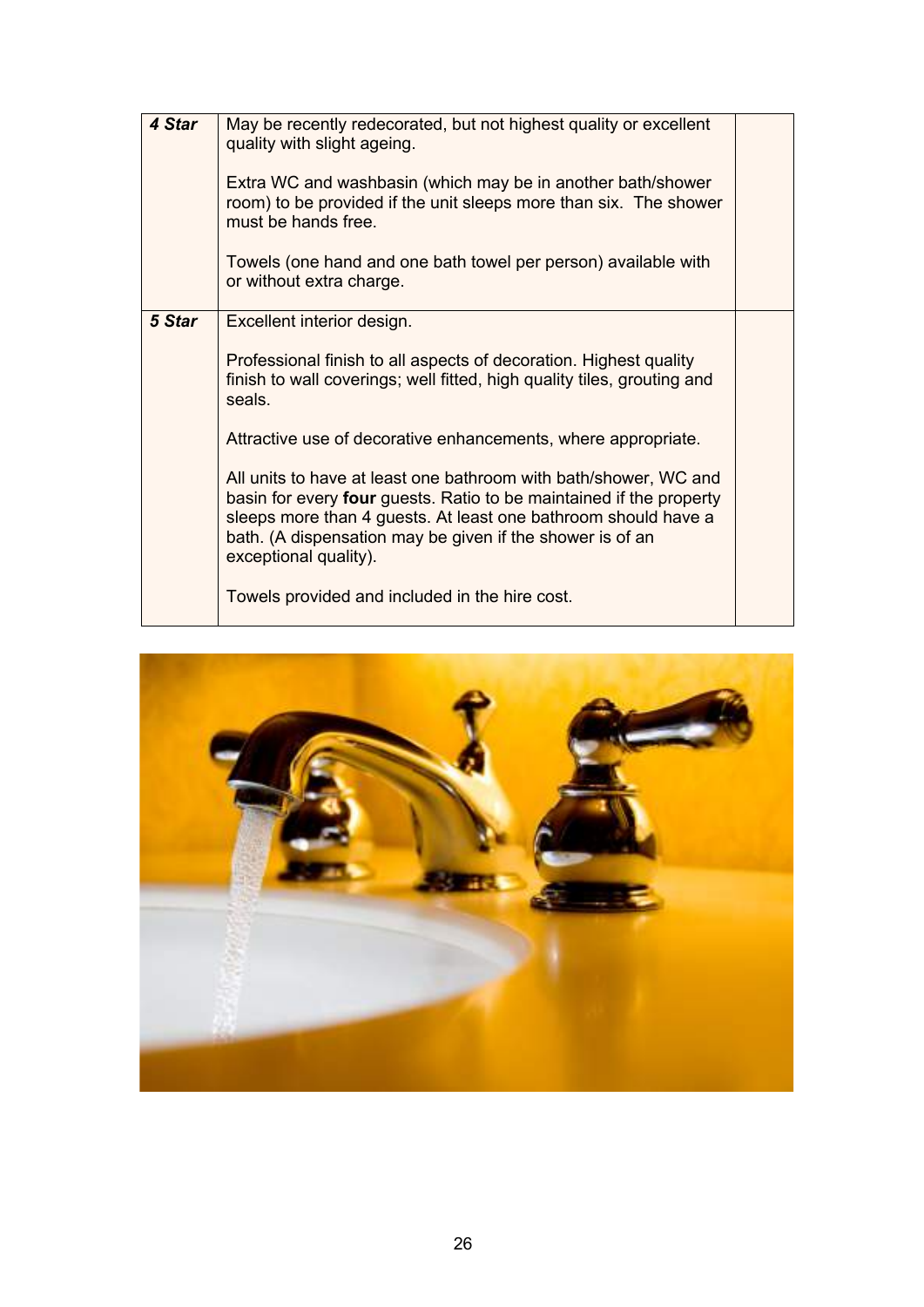| | | |
|---|---|---|
| ***4 Star*** | May be recently redecorated, but not highest quality or excellent quality with slight ageing.<br><br>Extra WC and washbasin (which may be in another bath/shower room) to be provided if the unit sleeps more than six.  The shower must be hands free.<br><br>Towels (one hand and one bath towel per person) available with or without extra charge. | |
| ***5 Star*** | Excellent interior design.<br><br>Professional finish to all aspects of decoration. Highest quality finish to wall coverings; well fitted, high quality tiles, grouting and seals.<br><br>Attractive use of decorative enhancements, where appropriate.<br><br>All units to have at least one bathroom with bath/shower, WC and basin for every **four** guests. Ratio to be maintained if the property sleeps more than 4 guests. At least one bathroom should have a bath. (A dispensation may be given if the shower is of an exceptional quality).<br><br>Towels provided and included in the hire cost. | |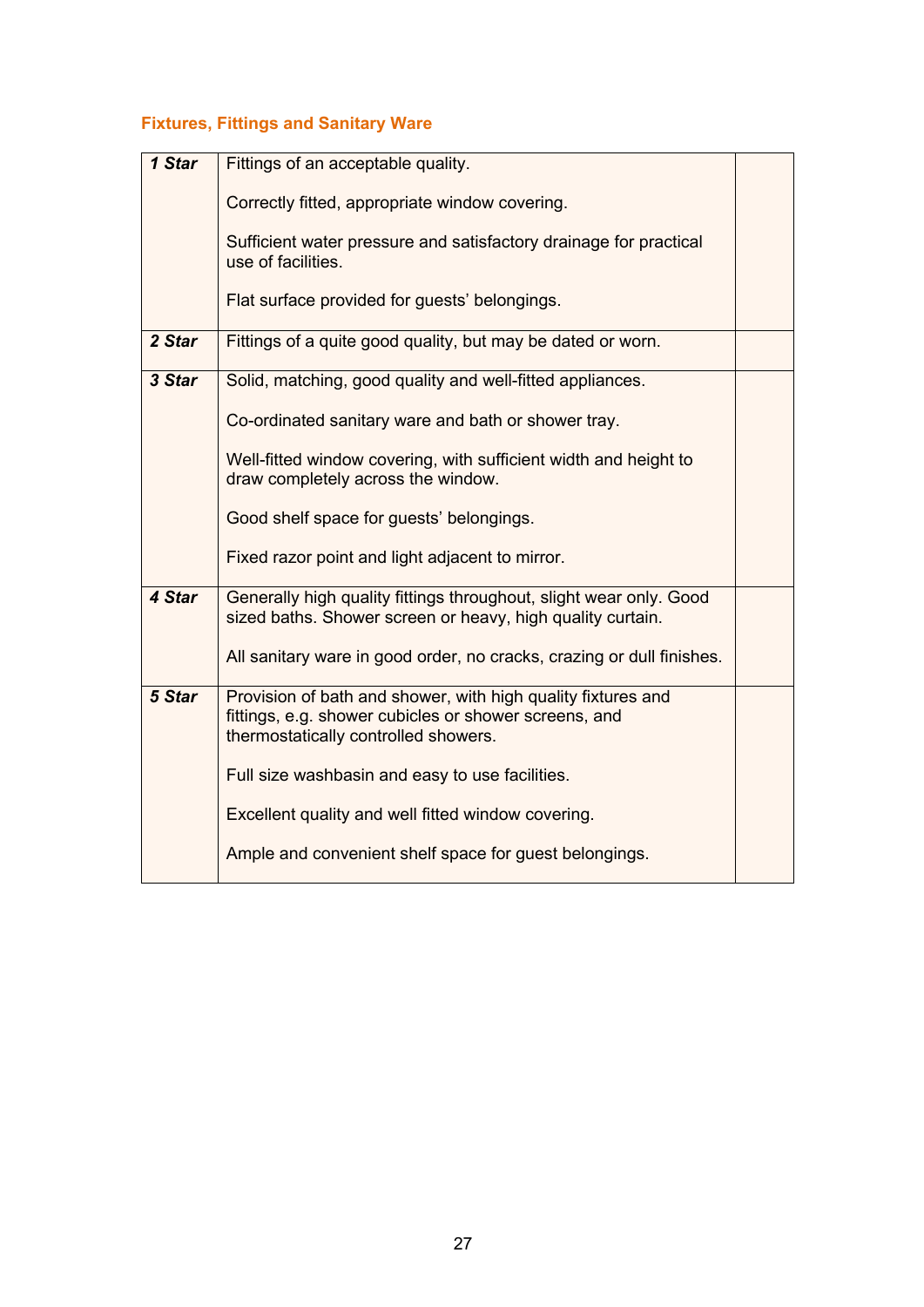### Fixtures, Fittings and Sanitary Ware

| | | |
|---|---|---|
| ***1 Star*** | Fittings of an acceptable quality.<br><br>Correctly fitted, appropriate window covering.<br><br>Sufficient water pressure and satisfactory drainage for practical use of facilities.<br><br>Flat surface provided for guests' belongings. | |
| ***2 Star*** | Fittings of a quite good quality, but may be dated or worn. | |
| ***3 Star*** | Solid, matching, good quality and well-fitted appliances.<br><br>Co-ordinated sanitary ware and bath or shower tray.<br><br>Well-fitted window covering, with sufficient width and height to draw completely across the window.<br><br>Good shelf space for guests' belongings.<br><br>Fixed razor point and light adjacent to mirror. | |
| ***4 Star*** | Generally high quality fittings throughout, slight wear only. Good sized baths. Shower screen or heavy, high quality curtain.<br><br>All sanitary ware in good order, no cracks, crazing or dull finishes. | |
| ***5 Star*** | Provision of bath and shower, with high quality fixtures and fittings, e.g. shower cubicles or shower screens, and thermostatically controlled showers.<br><br>Full size washbasin and easy to use facilities.<br><br>Excellent quality and well fitted window covering.<br><br>Ample and convenient shelf space for guest belongings. | |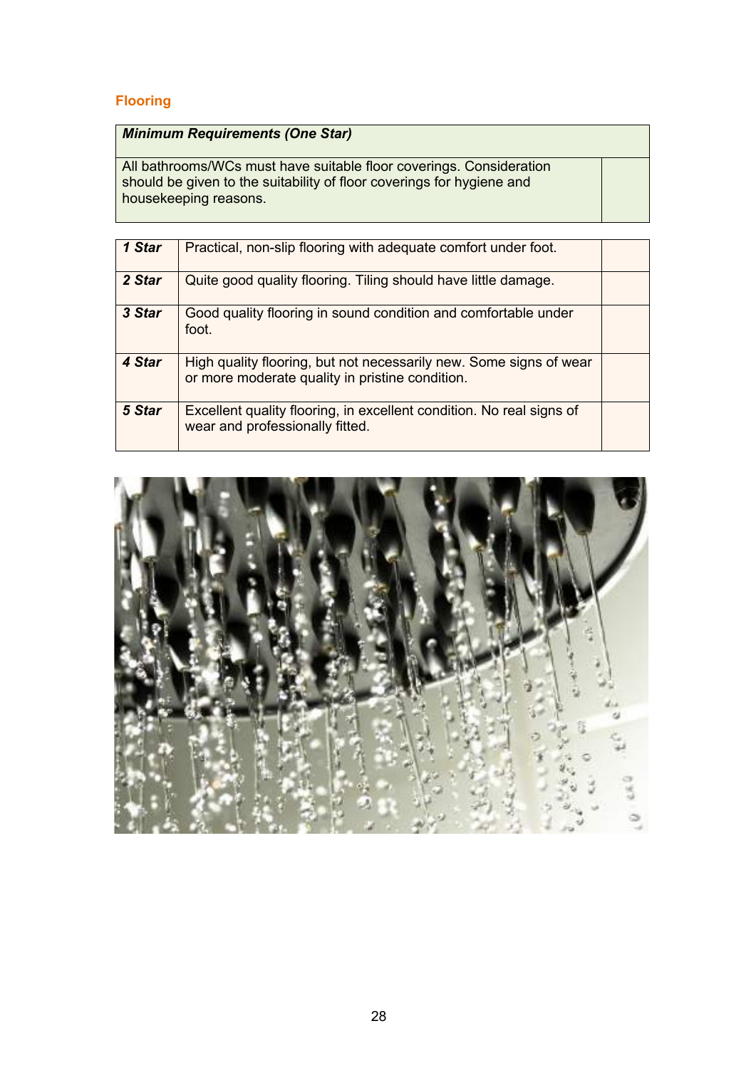## Flooring

| *Minimum Requirements (One Star)* | |
|---|---|
| All bathrooms/WCs must have suitable floor coverings. Consideration should be given to the suitability of floor coverings for hygiene and housekeeping reasons. | |

| | | |
|---|---|---|
| ***1 Star*** | Practical, non-slip flooring with adequate comfort under foot. | |
| ***2 Star*** | Quite good quality flooring. Tiling should have little damage. | |
| ***3 Star*** | Good quality flooring in sound condition and comfortable under foot. | |
| ***4 Star*** | High quality flooring, but not necessarily new. Some signs of wear or more moderate quality in pristine condition. | |
| ***5 Star*** | Excellent quality flooring, in excellent condition. No real signs of wear and professionally fitted. | |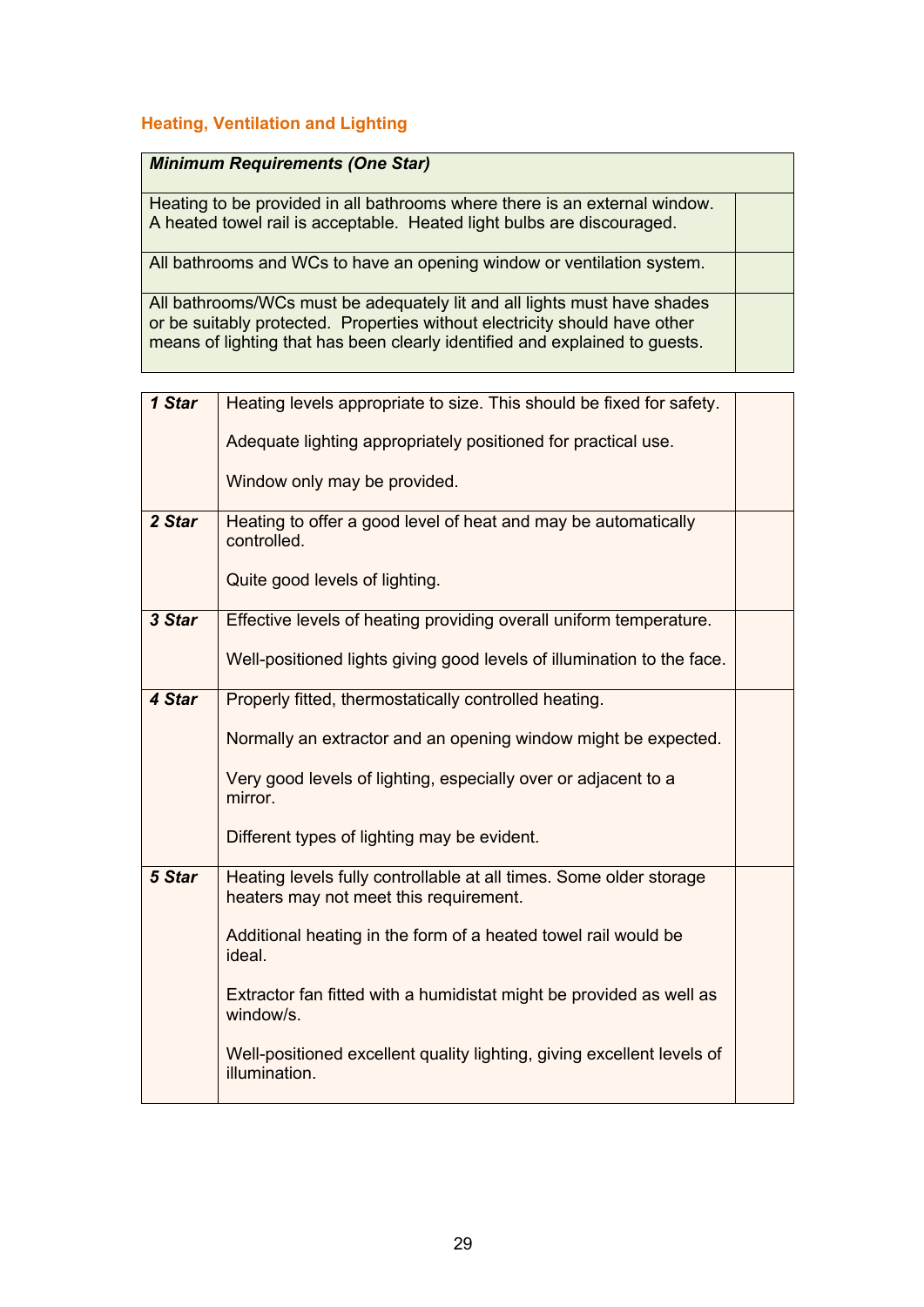### Heading, Ventilation and Lighting

| ***Minimum Requirements (One Star)*** | |
|---|---|
| Heating to be provided in all bathrooms where there is an external window. A heated towel rail is acceptable. Heated light bulbs are discouraged. | |
| All bathrooms and WCs to have an opening window or ventilation system. | |
| All bathrooms/WCs must be adequately lit and all lights must have shades or be suitably protected. Properties without electricity should have other means of lighting that has been clearly identified and explained to guests. | |

| | | |
|---|---|---|
| ***1 Star*** | Heating levels appropriate to size. This should be fixed for safety.<br><br>Adequate lighting appropriately positioned for practical use.<br><br>Window only may be provided. | |
| ***2 Star*** | Heating to offer a good level of heat and may be automatically controlled.<br><br>Quite good levels of lighting. | |
| ***3 Star*** | Effective levels of heating providing overall uniform temperature.<br><br>Well-positioned lights giving good levels of illumination to the face. | |
| ***4 Star*** | Properly fitted, thermostatically controlled heating.<br><br>Normally an extractor and an opening window might be expected.<br><br>Very good levels of lighting, especially over or adjacent to a mirror.<br><br>Different types of lighting may be evident. | |
| ***5 Star*** | Heating levels fully controllable at all times. Some older storage heaters may not meet this requirement.<br><br>Additional heating in the form of a heated towel rail would be ideal.<br><br>Extractor fan fitted with a humidistat might be provided as well as window/s.<br><br>Well-positioned excellent quality lighting, giving excellent levels of illumination. | |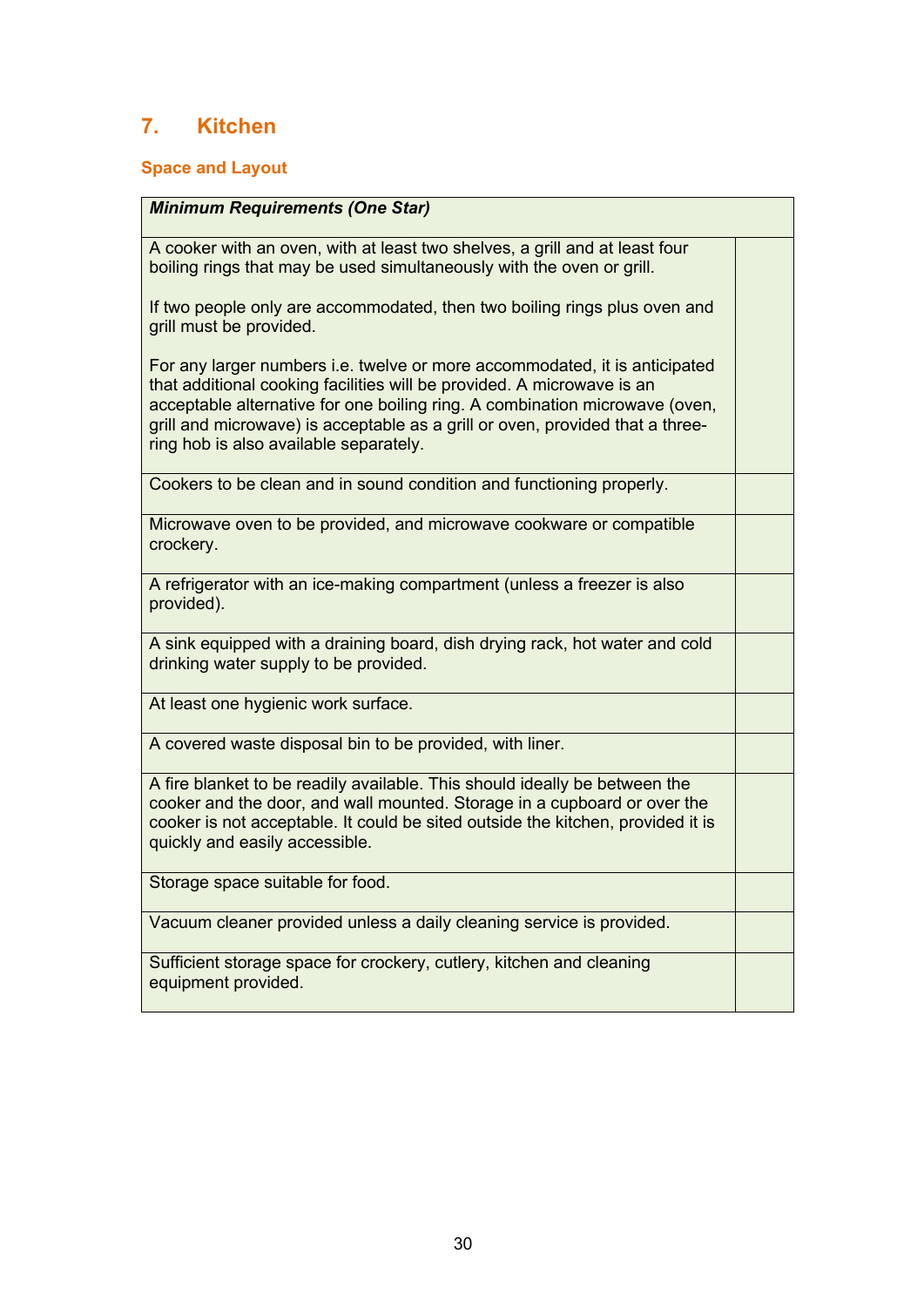## 7. Kitchen

### Space and Layout

| ***Minimum Requirements (One Star)*** | |
|---|---|
| A cooker with an oven, with at least two shelves, a grill and at least four boiling rings that may be used simultaneously with the oven or grill.<br><br>If two people only are accommodated, then two boiling rings plus oven and grill must be provided.<br><br>For any larger numbers i.e. twelve or more accommodated, it is anticipated that additional cooking facilities will be provided. A microwave is an acceptable alternative for one boiling ring. A combination microwave (oven, grill and microwave) is acceptable as a grill or oven, provided that a three-ring hob is also available separately. | |
| Cookers to be clean and in sound condition and functioning properly. | |
| Microwave oven to be provided, and microwave cookware or compatible crockery. | |
| A refrigerator with an ice-making compartment (unless a freezer is also provided). | |
| A sink equipped with a draining board, dish drying rack, hot water and cold drinking water supply to be provided. | |
| At least one hygienic work surface. | |
| A covered waste disposal bin to be provided, with liner. | |
| A fire blanket to be readily available. This should ideally be between the cooker and the door, and wall mounted. Storage in a cupboard or over the cooker is not acceptable. It could be sited outside the kitchen, provided it is quickly and easily accessible. | |
| Storage space suitable for food. | |
| Vacuum cleaner provided unless a daily cleaning service is provided. | |
| Sufficient storage space for crockery, cutlery, kitchen and cleaning equipment provided. | |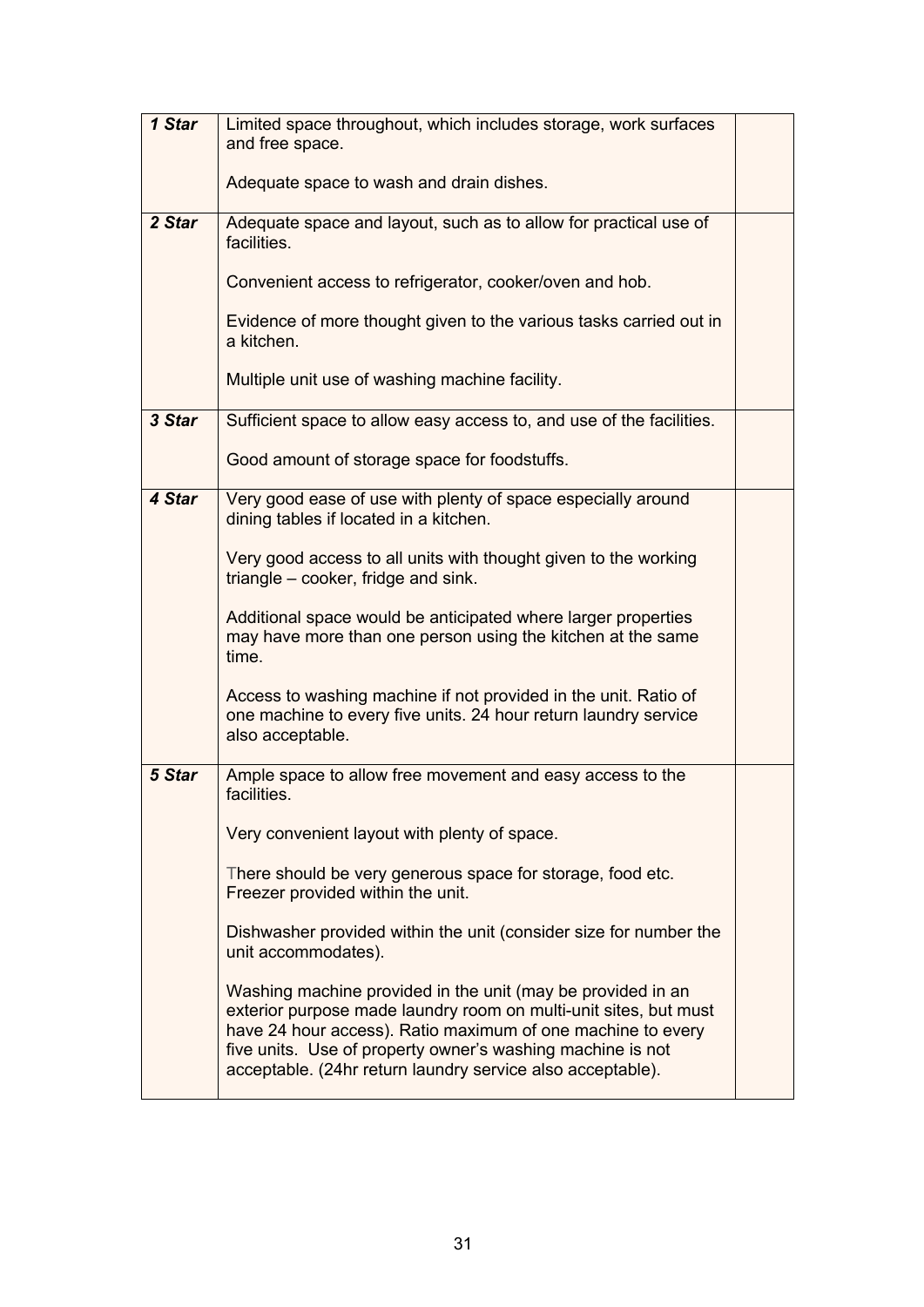| | | |
|---|---|---|
| ***1 Star*** | Limited space throughout, which includes storage, work surfaces and free space.<br><br>Adequate space to wash and drain dishes. | |
| ***2 Star*** | Adequate space and layout, such as to allow for practical use of facilities.<br><br>Convenient access to refrigerator, cooker/oven and hob.<br><br>Evidence of more thought given to the various tasks carried out in a kitchen.<br><br>Multiple unit use of washing machine facility. | |
| ***3 Star*** | Sufficient space to allow easy access to, and use of the facilities.<br><br>Good amount of storage space for foodstuffs. | |
| ***4 Star*** | Very good ease of use with plenty of space especially around dining tables if located in a kitchen.<br><br>Very good access to all units with thought given to the working triangle – cooker, fridge and sink.<br><br>Additional space would be anticipated where larger properties may have more than one person using the kitchen at the same time.<br><br>Access to washing machine if not provided in the unit. Ratio of one machine to every five units. 24 hour return laundry service also acceptable. | |
| ***5 Star*** | Ample space to allow free movement and easy access to the facilities.<br><br>Very convenient layout with plenty of space.<br><br>There should be very generous space for storage, food etc. Freezer provided within the unit.<br><br>Dishwasher provided within the unit (consider size for number the unit accommodates).<br><br>Washing machine provided in the unit (may be provided in an exterior purpose made laundry room on multi-unit sites, but must have 24 hour access). Ratio maximum of one machine to every five units. Use of property owner's washing machine is not acceptable. (24hr return laundry service also acceptable). | |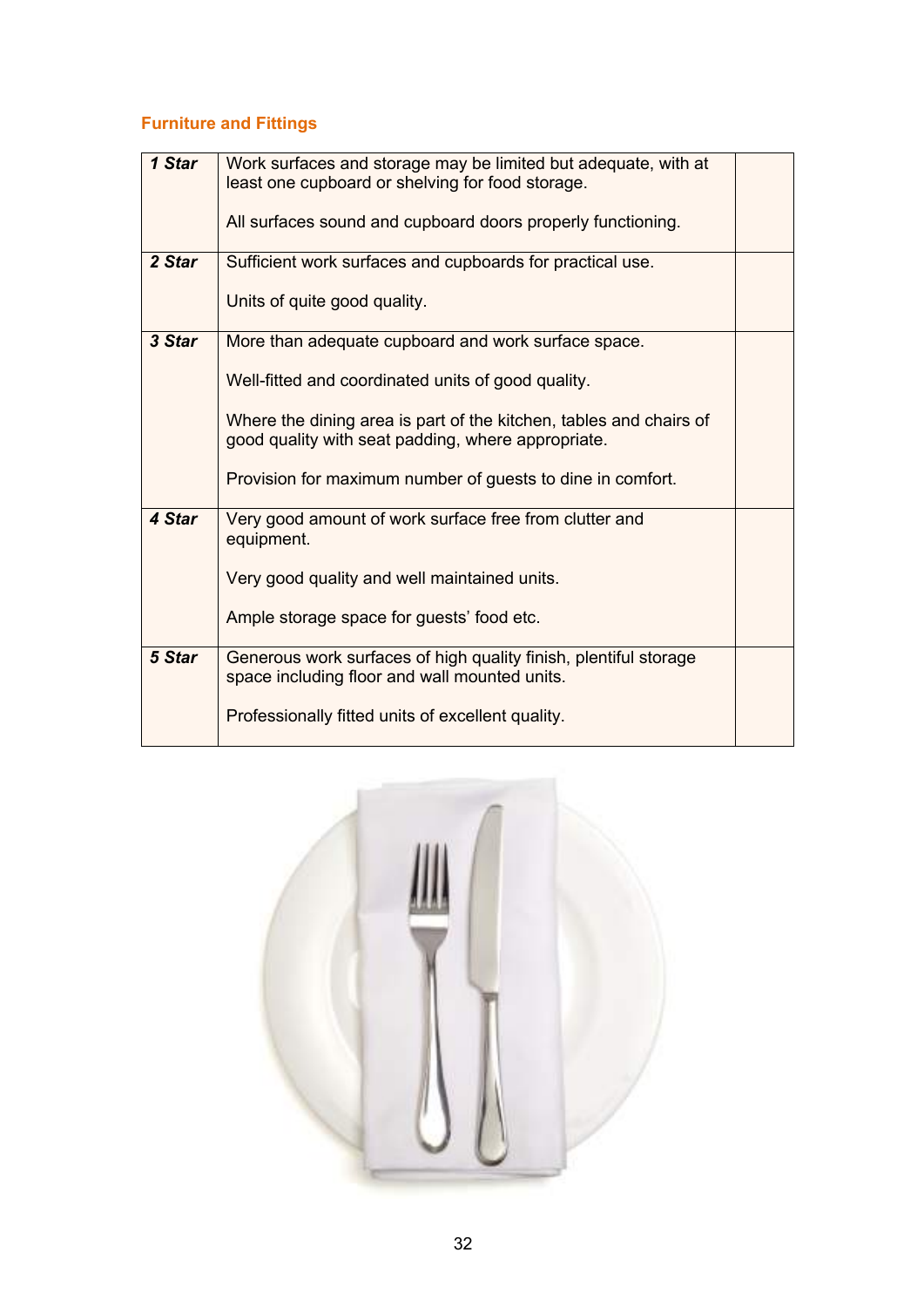## Furniture and Fittings

| | | |
|---|---|---|
| ***1 Star*** | Work surfaces and storage may be limited but adequate, with at least one cupboard or shelving for food storage.<br><br>All surfaces sound and cupboard doors properly functioning. | |
| ***2 Star*** | Sufficient work surfaces and cupboards for practical use.<br><br>Units of quite good quality. | |
| ***3 Star*** | More than adequate cupboard and work surface space.<br><br>Well-fitted and coordinated units of good quality.<br><br>Where the dining area is part of the kitchen, tables and chairs of good quality with seat padding, where appropriate.<br><br>Provision for maximum number of guests to dine in comfort. | |
| ***4 Star*** | Very good amount of work surface free from clutter and equipment.<br><br>Very good quality and well maintained units.<br><br>Ample storage space for guests' food etc. | |
| ***5 Star*** | Generous work surfaces of high quality finish, plentiful storage space including floor and wall mounted units.<br><br>Professionally fitted units of excellent quality. | |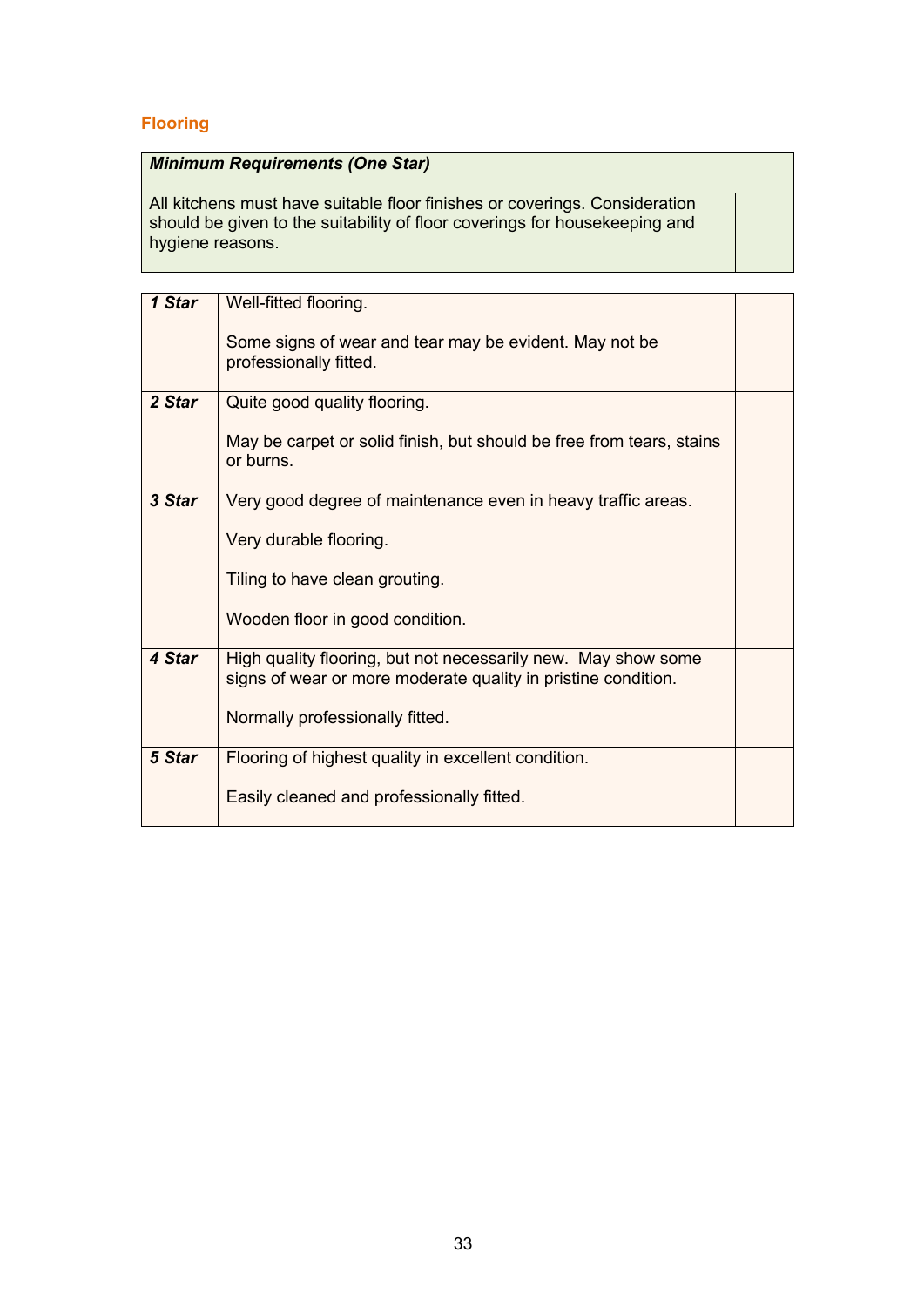## Flooring

| ***Minimum Requirements (One Star)*** | |
|---|---|
| All kitchens must have suitable floor finishes or coverings. Consideration should be given to the suitability of floor coverings for housekeeping and hygiene reasons. | |

| | | |
|---|---|---|
| ***1 Star*** | Well-fitted flooring.<br><br>Some signs of wear and tear may be evident. May not be professionally fitted. | |
| ***2 Star*** | Quite good quality flooring.<br><br>May be carpet or solid finish, but should be free from tears, stains or burns. | |
| ***3 Star*** | Very good degree of maintenance even in heavy traffic areas.<br><br>Very durable flooring.<br><br>Tiling to have clean grouting.<br><br>Wooden floor in good condition. | |
| ***4 Star*** | High quality flooring, but not necessarily new. May show some signs of wear or more moderate quality in pristine condition.<br><br>Normally professionally fitted. | |
| ***5 Star*** | Flooring of highest quality in excellent condition.<br><br>Easily cleaned and professionally fitted. | |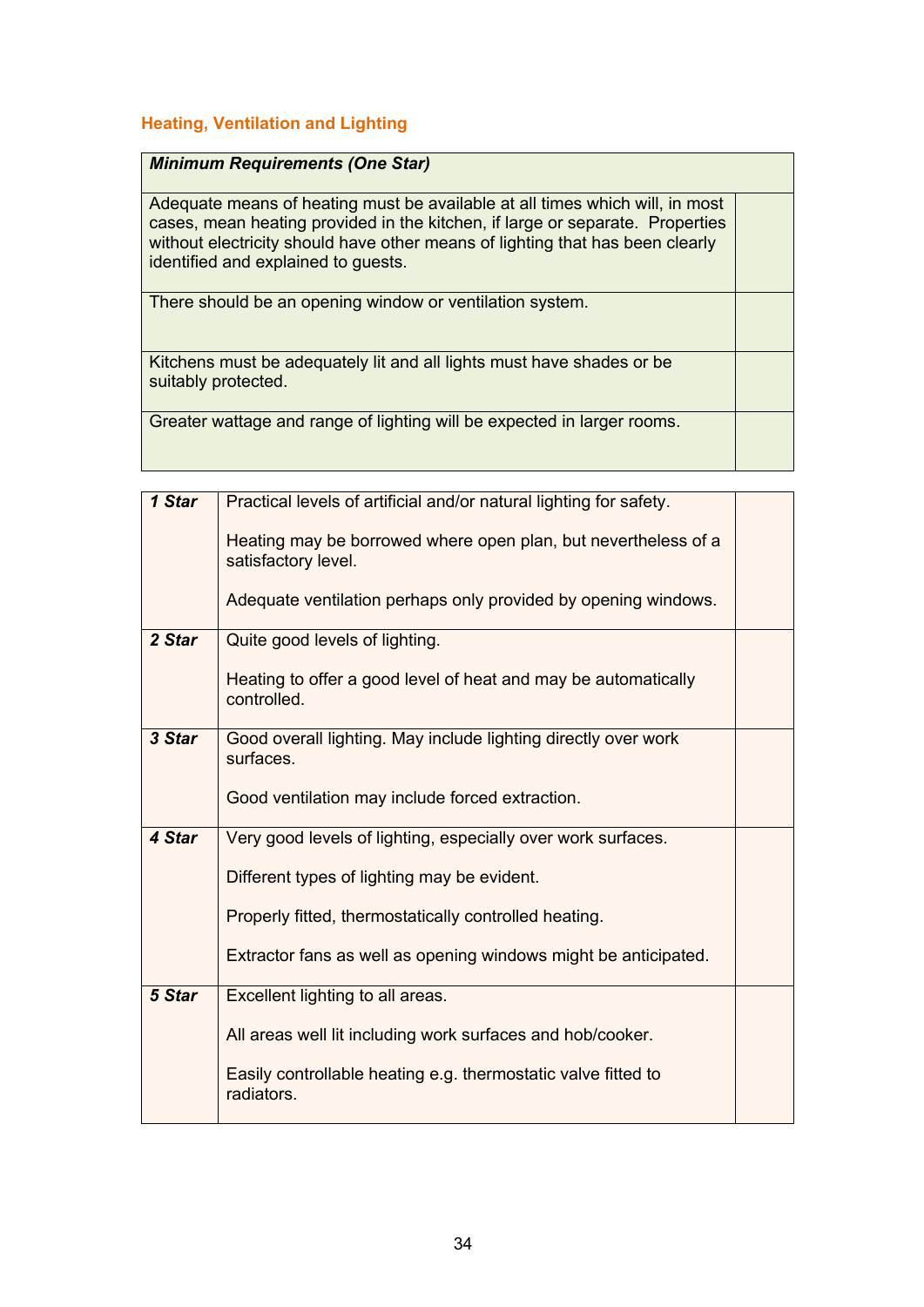### Heating, Ventilation and Lighting

| ***Minimum Requirements (One Star)*** | |
|---|---|
| Adequate means of heating must be available at all times which will, in most cases, mean heating provided in the kitchen, if large or separate. Properties without electricity should have other means of lighting that has been clearly identified and explained to guests. | |
| There should be an opening window or ventilation system. | |
| Kitchens must be adequately lit and all lights must have shades or be suitably protected. | |
| Greater wattage and range of lighting will be expected in larger rooms. | |

| | | |
|---|---|---|
| ***1 Star*** | Practical levels of artificial and/or natural lighting for safety.<br><br>Heating may be borrowed where open plan, but nevertheless of a satisfactory level.<br><br>Adequate ventilation perhaps only provided by opening windows. | |
| ***2 Star*** | Quite good levels of lighting.<br><br>Heating to offer a good level of heat and may be automatically controlled. | |
| ***3 Star*** | Good overall lighting. May include lighting directly over work surfaces.<br><br>Good ventilation may include forced extraction. | |
| ***4 Star*** | Very good levels of lighting, especially over work surfaces.<br><br>Different types of lighting may be evident.<br><br>Properly fitted, thermostatically controlled heating.<br><br>Extractor fans as well as opening windows might be anticipated. | |
| ***5 Star*** | Excellent lighting to all areas.<br><br>All areas well lit including work surfaces and hob/cooker.<br><br>Easily controllable heating e.g. thermostatic valve fitted to radiators. | |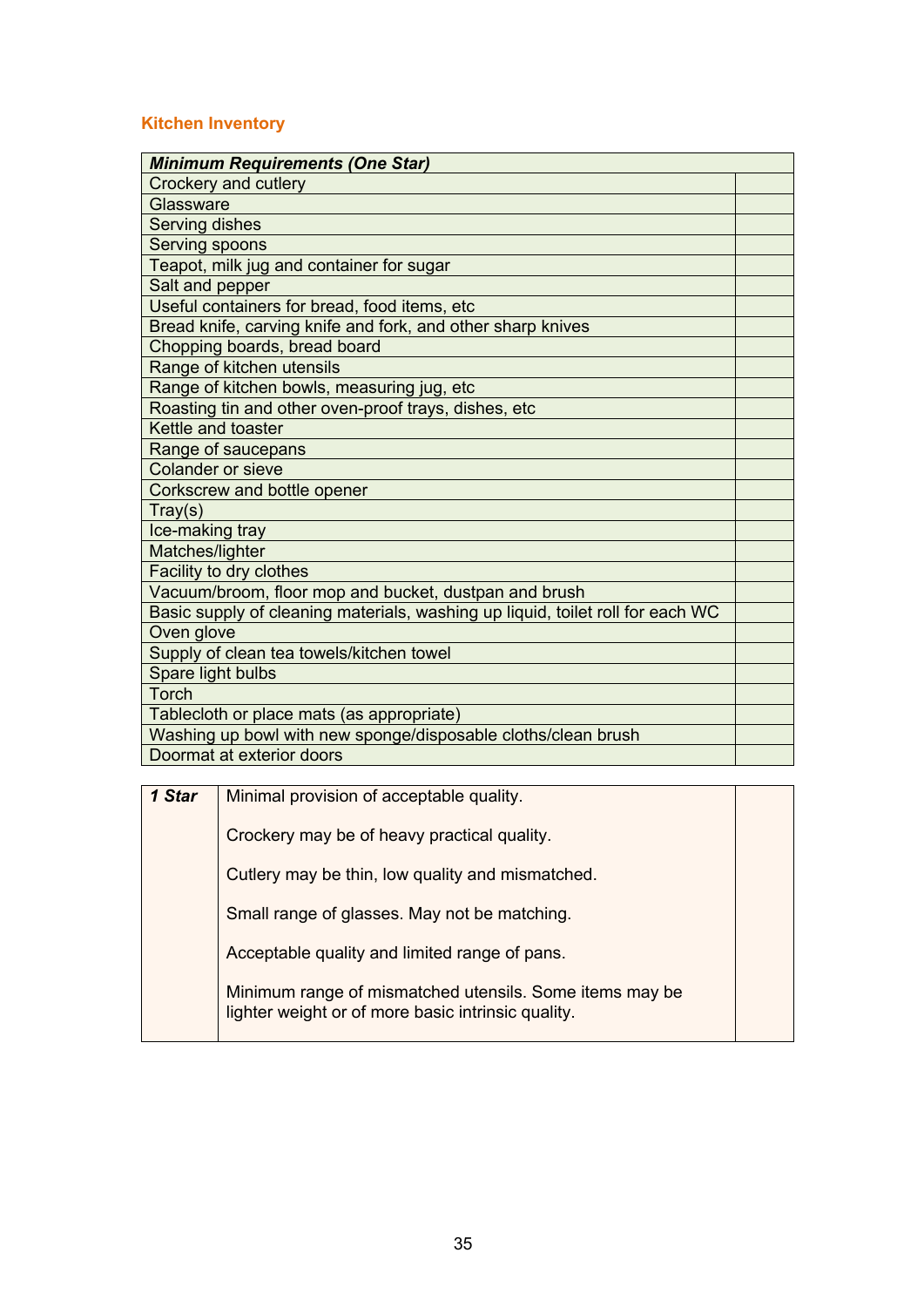## Kitchen Inventory

| ***Minimum Requirements (One Star)*** | |
|---|---|
| Crockery and cutlery | |
| Glassware | |
| Serving dishes | |
| Serving spoons | |
| Teapot, milk jug and container for sugar | |
| Salt and pepper | |
| Useful containers for bread, food items, etc | |
| Bread knife, carving knife and fork, and other sharp knives | |
| Chopping boards, bread board | |
| Range of kitchen utensils | |
| Range of kitchen bowls, measuring jug, etc | |
| Roasting tin and other oven-proof trays, dishes, etc | |
| Kettle and toaster | |
| Range of saucepans | |
| Colander or sieve | |
| Corkscrew and bottle opener | |
| Tray(s) | |
| Ice-making tray | |
| Matches/lighter | |
| Facility to dry clothes | |
| Vacuum/broom, floor mop and bucket, dustpan and brush | |
| Basic supply of cleaning materials, washing up liquid, toilet roll for each WC | |
| Oven glove | |
| Supply of clean tea towels/kitchen towel | |
| Spare light bulbs | |
| Torch | |
| Tablecloth or place mats (as appropriate) | |
| Washing up bowl with new sponge/disposable cloths/clean brush | |
| Doormat at exterior doors | |

| ***1 Star*** | Minimal provision of acceptable quality.<br><br>Crockery may be of heavy practical quality.<br><br>Cutlery may be thin, low quality and mismatched.<br><br>Small range of glasses. May not be matching.<br><br>Acceptable quality and limited range of pans.<br><br>Minimum range of mismatched utensils. Some items may be lighter weight or of more basic intrinsic quality. | |
|---|---|---|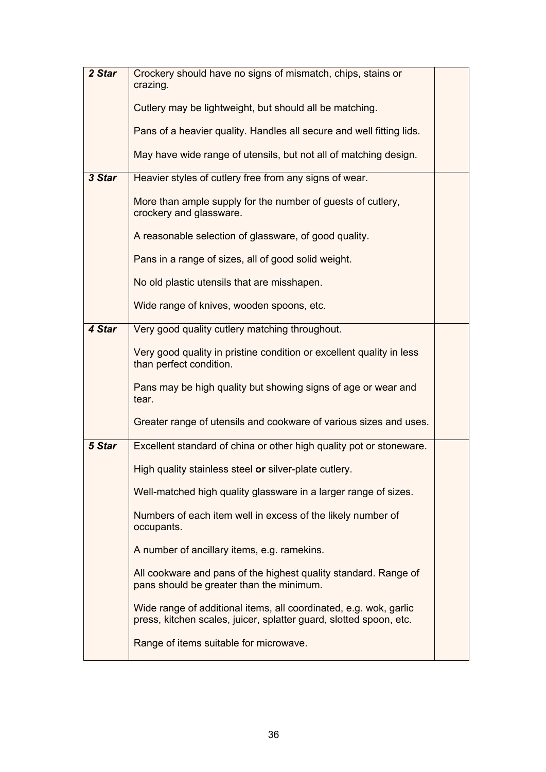| | | |
|---|---|---|
| ***2 Star*** | Crockery should have no signs of mismatch, chips, stains or crazing.<br><br>Cutlery may be lightweight, but should all be matching.<br><br>Pans of a heavier quality. Handles all secure and well fitting lids.<br><br>May have wide range of utensils, but not all of matching design. | |
| ***3 Star*** | Heavier styles of cutlery free from any signs of wear.<br><br>More than ample supply for the number of guests of cutlery, crockery and glassware.<br><br>A reasonable selection of glassware, of good quality.<br><br>Pans in a range of sizes, all of good solid weight.<br><br>No old plastic utensils that are misshapen.<br><br>Wide range of knives, wooden spoons, etc. | |
| ***4 Star*** | Very good quality cutlery matching throughout.<br><br>Very good quality in pristine condition or excellent quality in less than perfect condition.<br><br>Pans may be high quality but showing signs of age or wear and tear.<br><br>Greater range of utensils and cookware of various sizes and uses. | |
| ***5 Star*** | Excellent standard of china or other high quality pot or stoneware.<br><br>High quality stainless steel **or** silver-plate cutlery.<br><br>Well-matched high quality glassware in a larger range of sizes.<br><br>Numbers of each item well in excess of the likely number of occupants.<br><br>A number of ancillary items, e.g. ramekins.<br><br>All cookware and pans of the highest quality standard. Range of pans should be greater than the minimum.<br><br>Wide range of additional items, all coordinated, e.g. wok, garlic press, kitchen scales, juicer, splatter guard, slotted spoon, etc.<br><br>Range of items suitable for microwave. | |